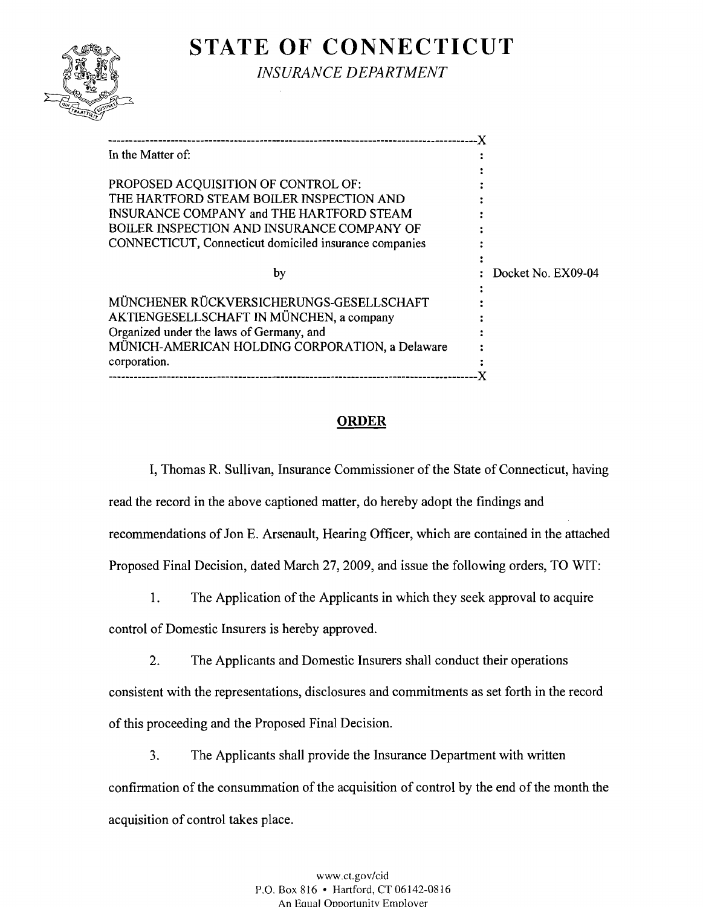# STATE OF CONNECTICUT

*INSURANCE DEPARTMENT*

---

In the Matter of:

PROPOSED ACQUISITION OF CONTROL OF:
THE HARTFORD STEAM BOILER INSPECTION AND INSURANCE COMPANY and THE HARTFORD STEAM BOILER INSPECTION AND INSURANCE COMPANY OF CONNECTICUT, Connecticut domiciled insurance companies

by

MÜNCHENER RÜCKVERSICHERUNGS-GESELLSCHAFT AKTIENGESELLSCHAFT IN MÜNCHEN, a company Organized under the laws of Germany, and MÜNICH-AMERICAN HOLDING CORPORATION, a Delaware corporation.

Docket No. EX09-04

---

## ORDER

I, Thomas R. Sullivan, Insurance Commissioner of the State of Connecticut, having read the record in the above captioned matter, do hereby adopt the findings and recommendations of Jon E. Arsenault, Hearing Officer, which are contained in the attached Proposed Final Decision, dated March 27, 2009, and issue the following orders, TO WIT:

1. The Application of the Applicants in which they seek approval to acquire control of Domestic Insurers is hereby approved.

2. The Applicants and Domestic Insurers shall conduct their operations consistent with the representations, disclosures and commitments as set forth in the record of this proceeding and the Proposed Final Decision.

3. The Applicants shall provide the Insurance Department with written confirmation of the consummation of the acquisition of control by the end of the month the acquisition of control takes place.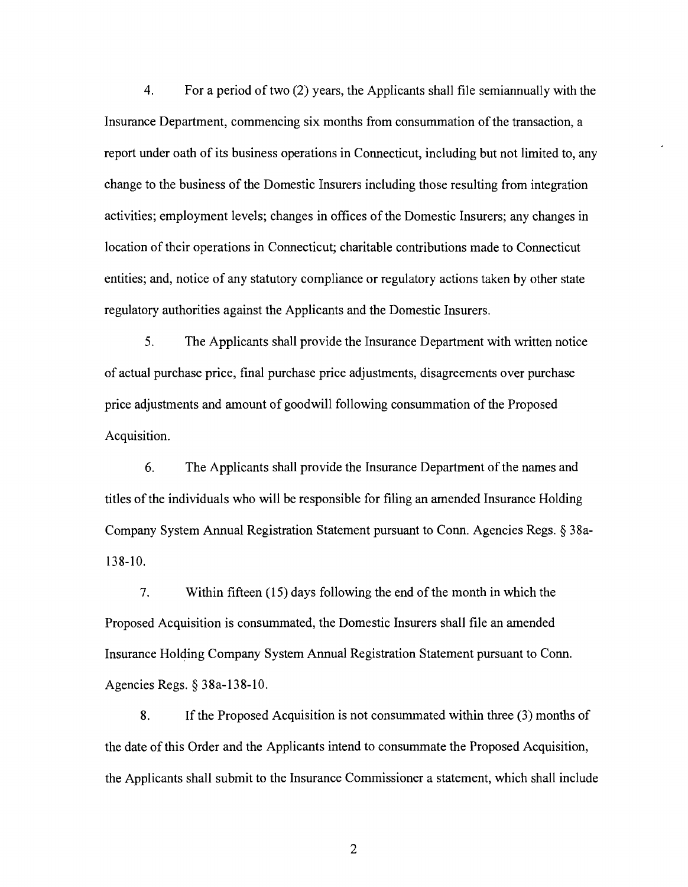4. For a period of two (2) years, the Applicants shall file semiannually with the Insurance Department, commencing six months from consummation of the transaction, a report under oath of its business operations in Connecticut, including but not limited to, any change to the business of the Domestic Insurers including those resulting from integration activities; employment levels; changes in offices of the Domestic Insurers; any changes in location of their operations in Connecticut; charitable contributions made to Connecticut entities; and, notice of any statutory compliance or regulatory actions taken by other state regulatory authorities against the Applicants and the Domestic Insurers.

5. The Applicants shall provide the Insurance Department with written notice of actual purchase price, final purchase price adjustments, disagreements over purchase price adjustments and amount of goodwill following consummation of the Proposed Acquisition.

6. The Applicants shall provide the Insurance Department of the names and titles of the individuals who will be responsible for filing an amended Insurance Holding Company System Annual Registration Statement pursuant to Conn. Agencies Regs. § 38a-138-10.

7. Within fifteen (15) days following the end of the month in which the Proposed Acquisition is consummated, the Domestic Insurers shall file an amended Insurance Holding Company System Annual Registration Statement pursuant to Conn. Agencies Regs. § 38a-138-10.

8. If the Proposed Acquisition is not consummated within three (3) months of the date of this Order and the Applicants intend to consummate the Proposed Acquisition, the Applicants shall submit to the Insurance Commissioner a statement, which shall include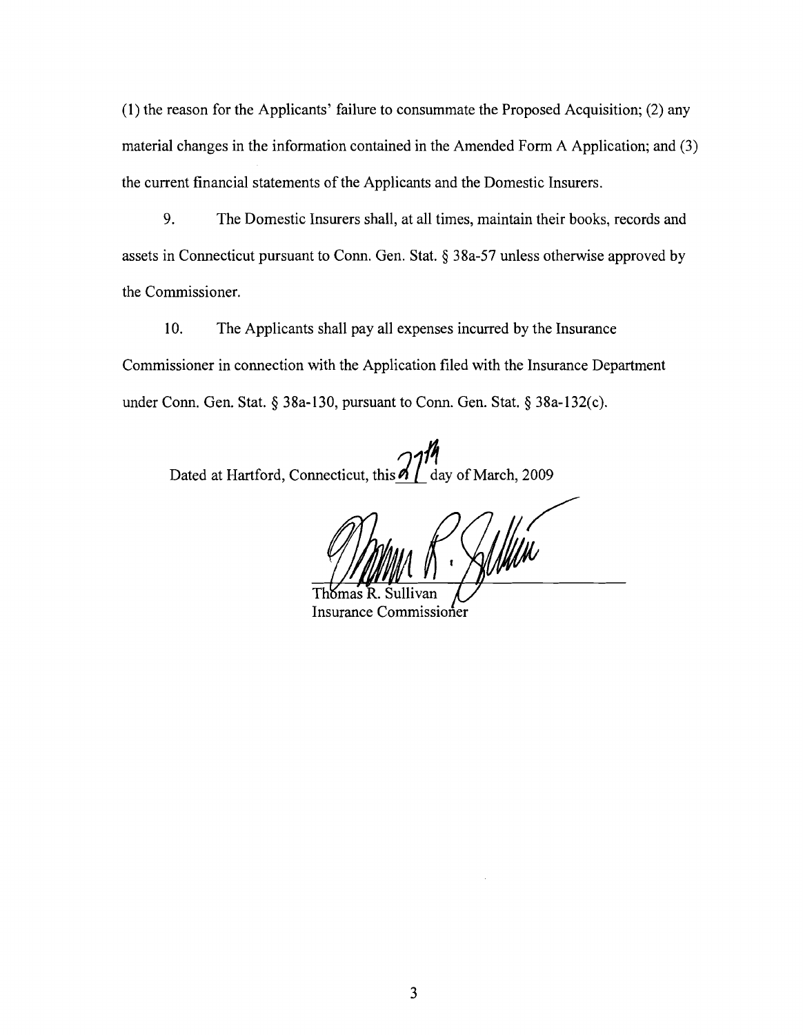(1) the reason for the Applicants' failure to consummate the Proposed Acquisition; (2) any material changes in the information contained in the Amended Form A Application; and (3) the current financial statements of the Applicants and the Domestic Insurers.

9. The Domestic Insurers shall, at all times, maintain their books, records and assets in Connecticut pursuant to Conn. Gen. Stat. § 38a-57 unless otherwise approved by the Commissioner.

10. The Applicants shall pay all expenses incurred by the Insurance Commissioner in connection with the Application filed with the Insurance Department under Conn. Gen. Stat. § 38a-130, pursuant to Conn. Gen. Stat. § 38a-132(c).

Dated at Hartford, Connecticut, this 27th day of March, 2009

Thomas R. Sullivan
Insurance Commissioner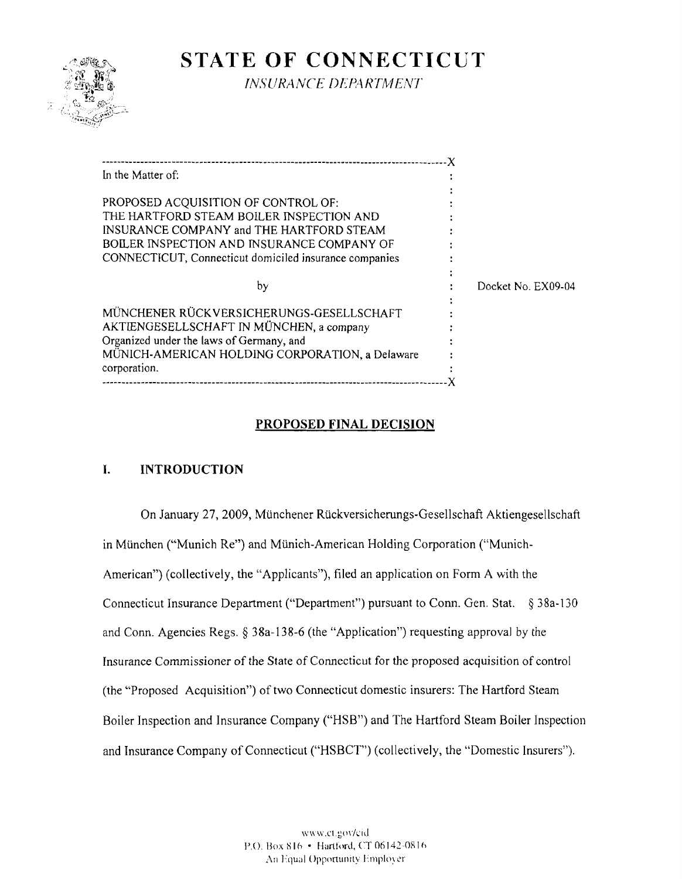# STATE OF CONNECTICUT

*INSURANCE DEPARTMENT*

| | | |
|---|---|---|
| In the Matter of:<br><br>PROPOSED ACQUISITION OF CONTROL OF:<br>THE HARTFORD STEAM BOILER INSPECTION AND INSURANCE COMPANY and THE HARTFORD STEAM BOILER INSPECTION AND INSURANCE COMPANY OF CONNECTICUT, Connecticut domiciled insurance companies<br><br>by<br><br>MÜNCHENER RÜCKVERSICHERUNGS-GESELLSCHAFT AKTIENGESELLSCHAFT IN MÜNCHEN, a company Organized under the laws of Germany, and MÜNICH-AMERICAN HOLDING CORPORATION, a Delaware corporation. | : | Docket No. EX09-04 |

## PROPOSED FINAL DECISION

### I. INTRODUCTION

On January 27, 2009, Münchener Rückversicherungs-Gesellschaft Aktiengesellschaft in München ("Munich Re") and Münich-American Holding Corporation ("Munich-American") (collectively, the "Applicants"), filed an application on Form A with the Connecticut Insurance Department ("Department") pursuant to Conn. Gen. Stat. § 38a-130 and Conn. Agencies Regs. § 38a-138-6 (the "Application") requesting approval by the Insurance Commissioner of the State of Connecticut for the proposed acquisition of control (the "Proposed Acquisition") of two Connecticut domestic insurers: The Hartford Steam Boiler Inspection and Insurance Company ("HSB") and The Hartford Steam Boiler Inspection and Insurance Company of Connecticut ("HSBCT") (collectively, the "Domestic Insurers").

www.ct.gov/cid
P.O. Box 816 • Hartford, CT 06142-0816
An Equal Opportunity Employer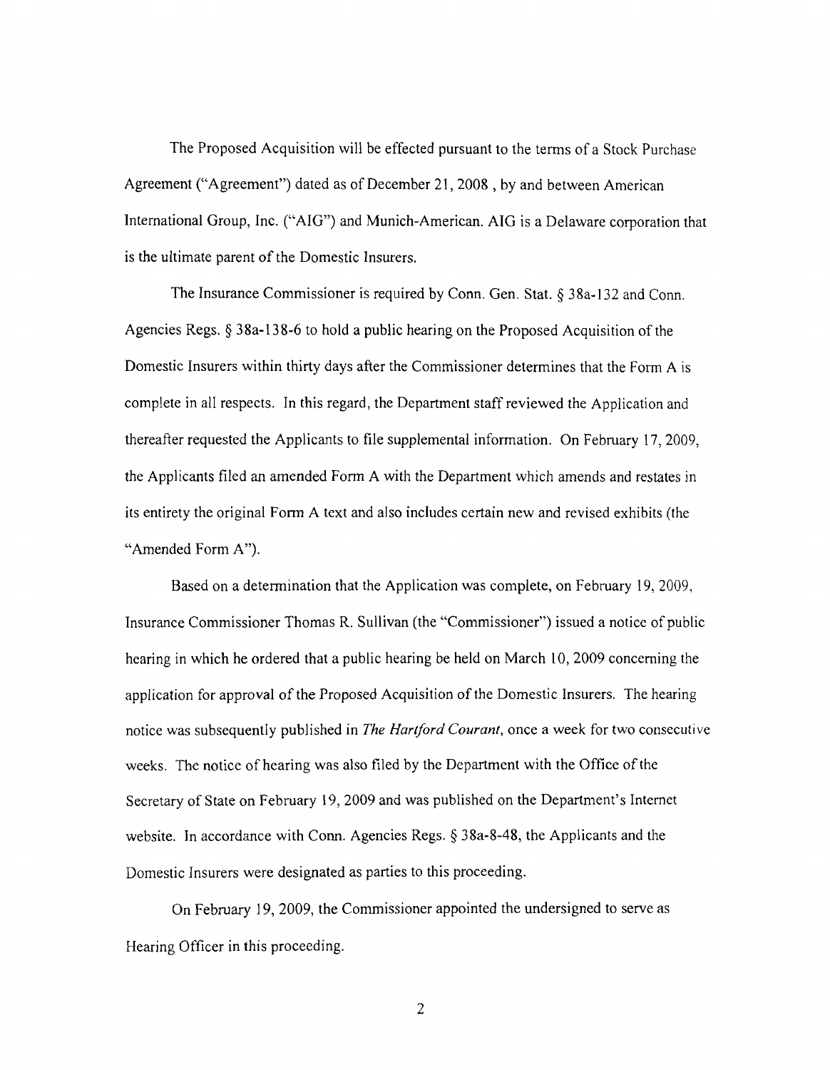The Proposed Acquisition will be effected pursuant to the terms of a Stock Purchase Agreement ("Agreement") dated as of December 21, 2008 , by and between American International Group, Inc. ("AIG") and Munich-American. AIG is a Delaware corporation that is the ultimate parent of the Domestic Insurers.

The Insurance Commissioner is required by Conn. Gen. Stat. § 38a-132 and Conn. Agencies Regs. § 38a-138-6 to hold a public hearing on the Proposed Acquisition of the Domestic Insurers within thirty days after the Commissioner determines that the Form A is complete in all respects. In this regard, the Department staff reviewed the Application and thereafter requested the Applicants to file supplemental information. On February 17, 2009, the Applicants filed an amended Form A with the Department which amends and restates in its entirety the original Form A text and also includes certain new and revised exhibits (the "Amended Form A").

Based on a determination that the Application was complete, on February 19, 2009, Insurance Commissioner Thomas R. Sullivan (the "Commissioner") issued a notice of public hearing in which he ordered that a public hearing be held on March 10, 2009 concerning the application for approval of the Proposed Acquisition of the Domestic Insurers. The hearing notice was subsequently published in *The Hartford Courant*, once a week for two consecutive weeks. The notice of hearing was also filed by the Department with the Office of the Secretary of State on February 19, 2009 and was published on the Department's Internet website. In accordance with Conn. Agencies Regs. § 38a-8-48, the Applicants and the Domestic Insurers were designated as parties to this proceeding.

On February 19, 2009, the Commissioner appointed the undersigned to serve as Hearing Officer in this proceeding.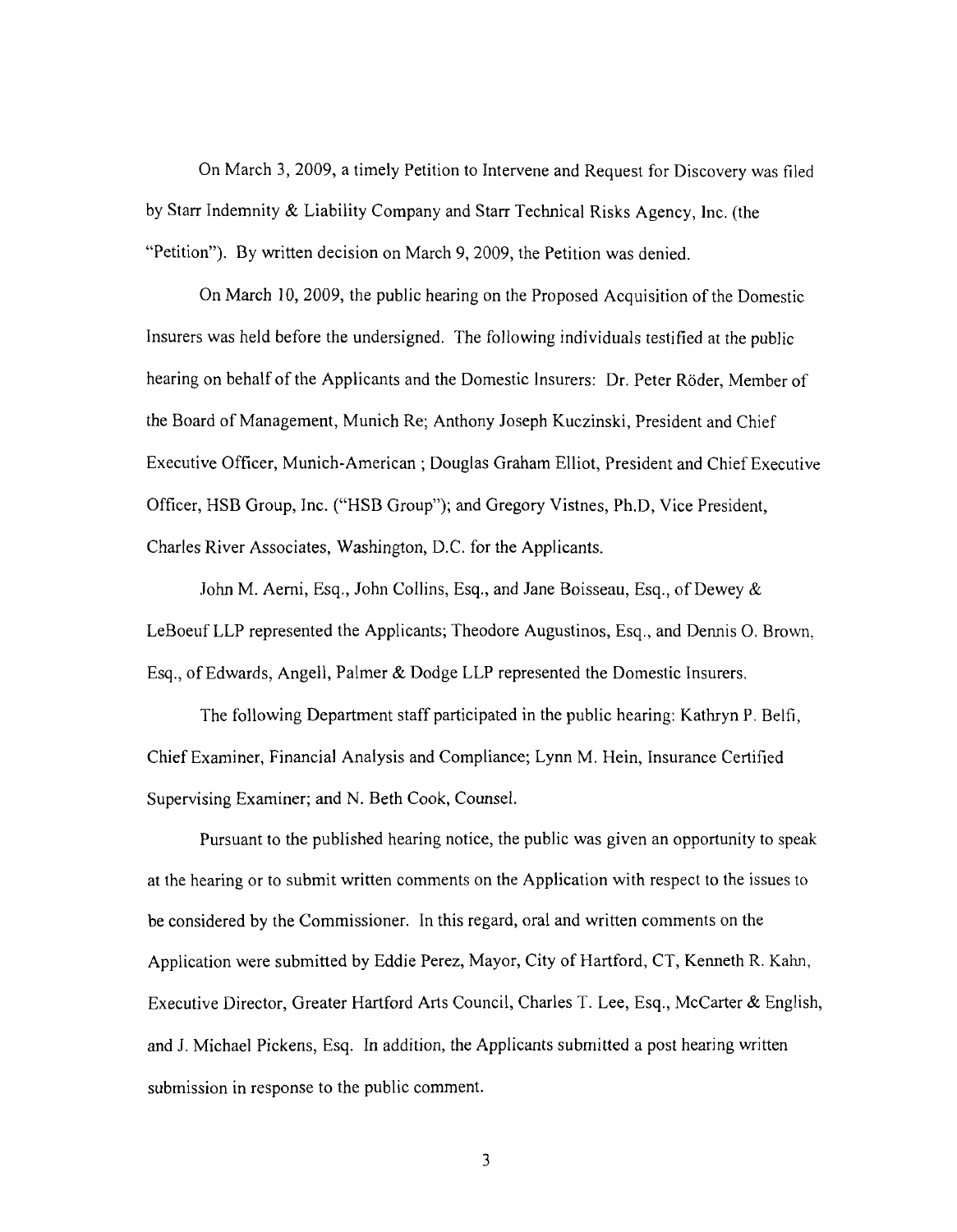On March 3, 2009, a timely Petition to Intervene and Request for Discovery was filed by Starr Indemnity & Liability Company and Starr Technical Risks Agency, Inc. (the "Petition"). By written decision on March 9, 2009, the Petition was denied.

On March 10, 2009, the public hearing on the Proposed Acquisition of the Domestic Insurers was held before the undersigned. The following individuals testified at the public hearing on behalf of the Applicants and the Domestic Insurers: Dr. Peter Röder, Member of the Board of Management, Munich Re; Anthony Joseph Kuczinski, President and Chief Executive Officer, Munich-American ; Douglas Graham Elliot, President and Chief Executive Officer, HSB Group, Inc. ("HSB Group"); and Gregory Vistnes, Ph.D, Vice President, Charles River Associates, Washington, D.C. for the Applicants.

John M. Aerni, Esq., John Collins, Esq., and Jane Boisseau, Esq., of Dewey & LeBoeuf LLP represented the Applicants; Theodore Augustinos, Esq., and Dennis O. Brown, Esq., of Edwards, Angell, Palmer & Dodge LLP represented the Domestic Insurers.

The following Department staff participated in the public hearing: Kathryn P. Belfi, Chief Examiner, Financial Analysis and Compliance; Lynn M. Hein, Insurance Certified Supervising Examiner; and N. Beth Cook, Counsel.

Pursuant to the published hearing notice, the public was given an opportunity to speak at the hearing or to submit written comments on the Application with respect to the issues to be considered by the Commissioner. In this regard, oral and written comments on the Application were submitted by Eddie Perez, Mayor, City of Hartford, CT, Kenneth R. Kahn, Executive Director, Greater Hartford Arts Council, Charles T. Lee, Esq., McCarter & English, and J. Michael Pickens, Esq. In addition, the Applicants submitted a post hearing written submission in response to the public comment.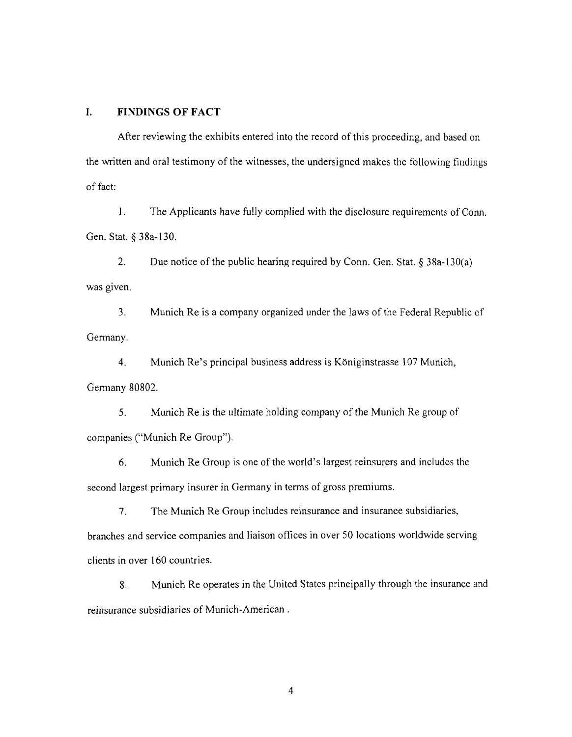## I. FINDINGS OF FACT

After reviewing the exhibits entered into the record of this proceeding, and based on the written and oral testimony of the witnesses, the undersigned makes the following findings of fact:

1. The Applicants have fully complied with the disclosure requirements of Conn. Gen. Stat. § 38a-130.

2. Due notice of the public hearing required by Conn. Gen. Stat. § 38a-130(a) was given.

3. Munich Re is a company organized under the laws of the Federal Republic of Germany.

4. Munich Re's principal business address is Königinstrasse 107 Munich, Germany 80802.

5. Munich Re is the ultimate holding company of the Munich Re group of companies ("Munich Re Group").

6. Munich Re Group is one of the world's largest reinsurers and includes the second largest primary insurer in Germany in terms of gross premiums.

7. The Munich Re Group includes reinsurance and insurance subsidiaries, branches and service companies and liaison offices in over 50 locations worldwide serving clients in over 160 countries.

8. Munich Re operates in the United States principally through the insurance and reinsurance subsidiaries of Munich-American .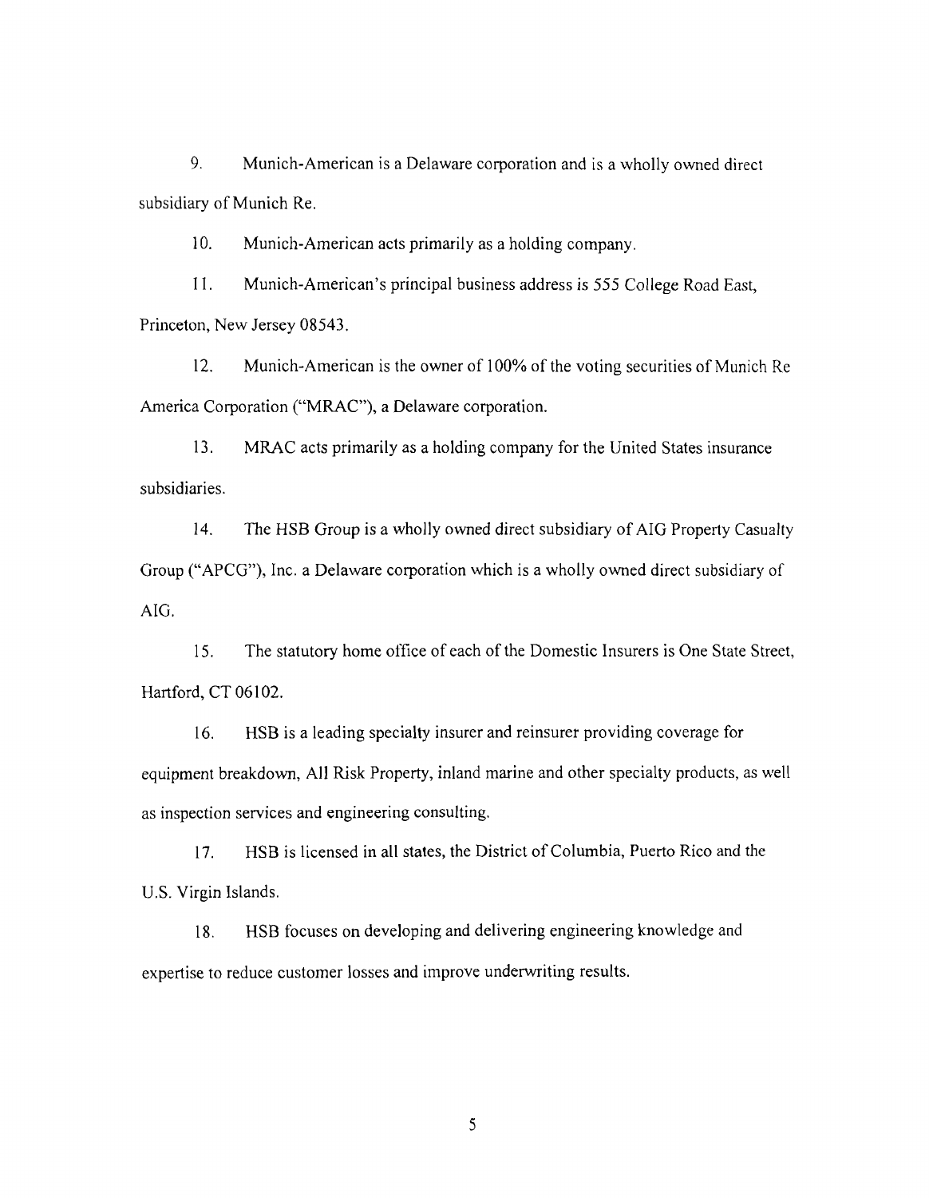9. Munich-American is a Delaware corporation and is a wholly owned direct subsidiary of Munich Re.

10. Munich-American acts primarily as a holding company.

11. Munich-American's principal business address is 555 College Road East, Princeton, New Jersey 08543.

12. Munich-American is the owner of 100% of the voting securities of Munich Re America Corporation ("MRAC"), a Delaware corporation.

13. MRAC acts primarily as a holding company for the United States insurance subsidiaries.

14. The HSB Group is a wholly owned direct subsidiary of AIG Property Casualty Group ("APCG"), Inc. a Delaware corporation which is a wholly owned direct subsidiary of AIG.

15. The statutory home office of each of the Domestic Insurers is One State Street, Hartford, CT 06102.

16. HSB is a leading specialty insurer and reinsurer providing coverage for equipment breakdown, All Risk Property, inland marine and other specialty products, as well as inspection services and engineering consulting.

17. HSB is licensed in all states, the District of Columbia, Puerto Rico and the U.S. Virgin Islands.

18. HSB focuses on developing and delivering engineering knowledge and expertise to reduce customer losses and improve underwriting results.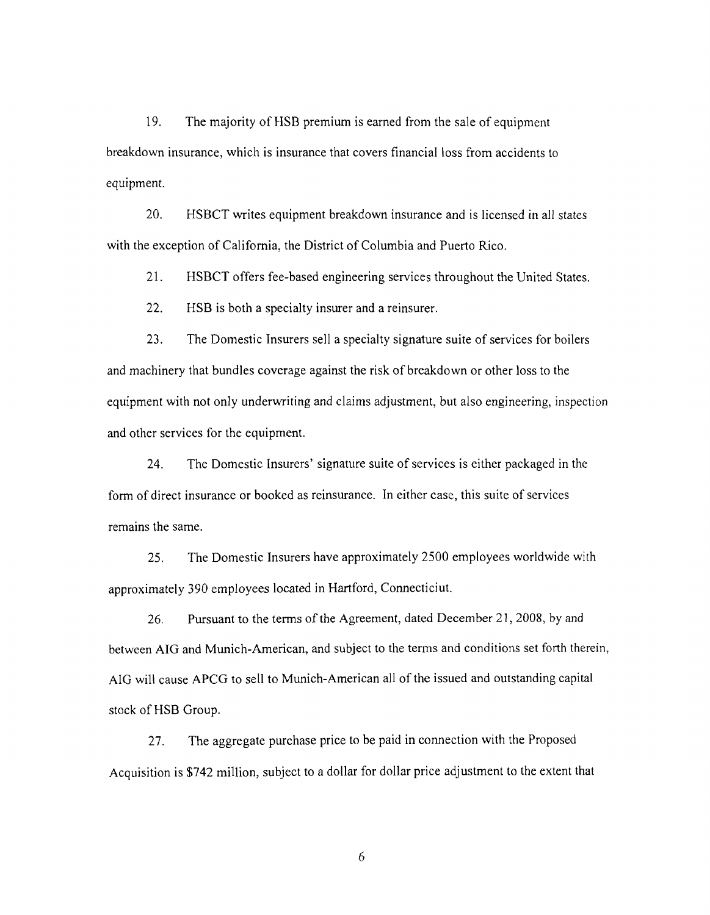19. The majority of HSB premium is earned from the sale of equipment breakdown insurance, which is insurance that covers financial loss from accidents to equipment.

20. HSBCT writes equipment breakdown insurance and is licensed in all states with the exception of California, the District of Columbia and Puerto Rico.

21. HSBCT offers fee-based engineering services throughout the United States.

22. HSB is both a specialty insurer and a reinsurer.

23. The Domestic Insurers sell a specialty signature suite of services for boilers and machinery that bundles coverage against the risk of breakdown or other loss to the equipment with not only underwriting and claims adjustment, but also engineering, inspection and other services for the equipment.

24. The Domestic Insurers' signature suite of services is either packaged in the form of direct insurance or booked as reinsurance. In either case, this suite of services remains the same.

25. The Domestic Insurers have approximately 2500 employees worldwide with approximately 390 employees located in Hartford, Connecticiut.

26. Pursuant to the terms of the Agreement, dated December 21, 2008, by and between AIG and Munich-American, and subject to the terms and conditions set forth therein, AIG will cause APCG to sell to Munich-American all of the issued and outstanding capital stock of HSB Group.

27. The aggregate purchase price to be paid in connection with the Proposed Acquisition is $742 million, subject to a dollar for dollar price adjustment to the extent that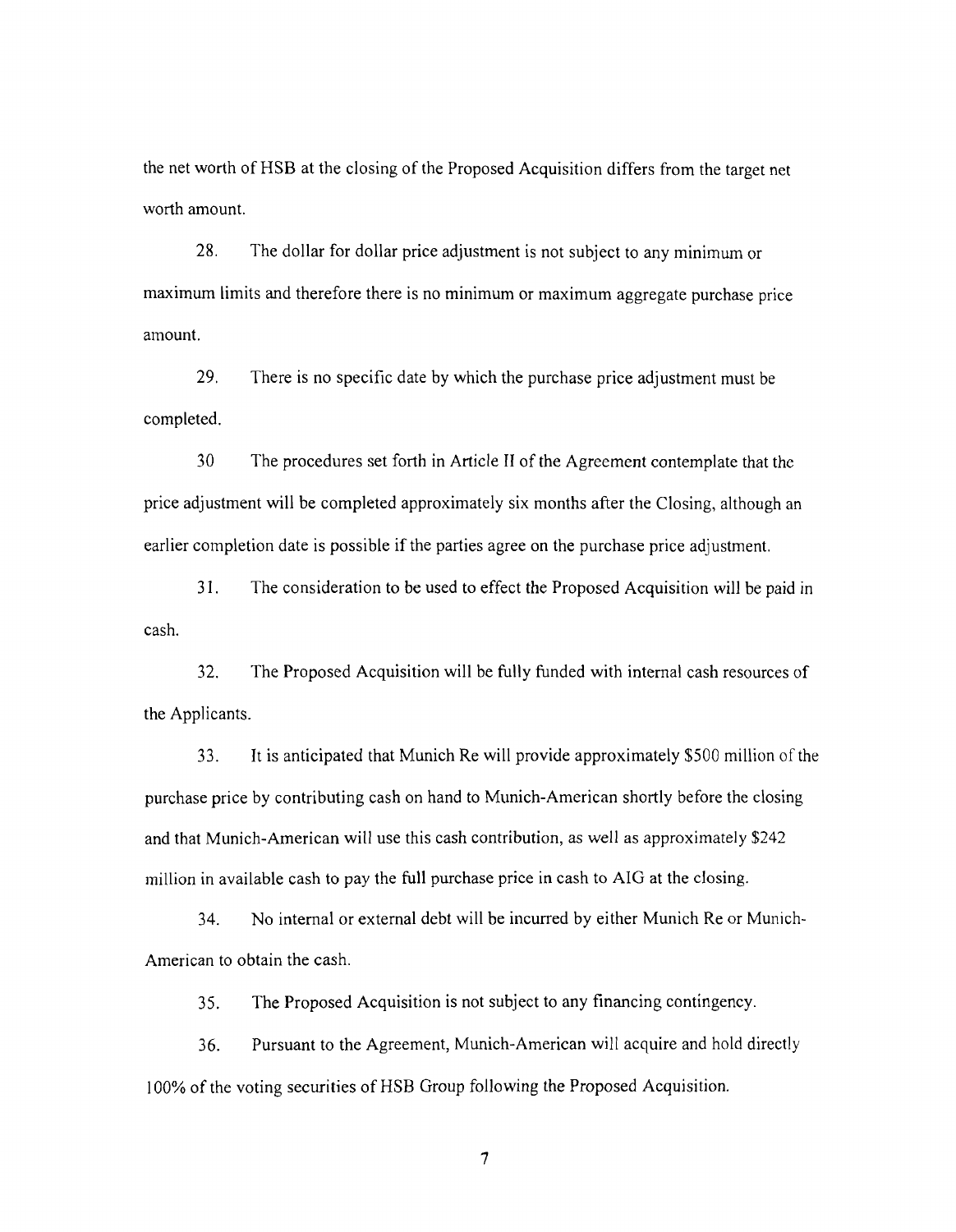the net worth of HSB at the closing of the Proposed Acquisition differs from the target net worth amount.

28. The dollar for dollar price adjustment is not subject to any minimum or maximum limits and therefore there is no minimum or maximum aggregate purchase price amount.

29. There is no specific date by which the purchase price adjustment must be completed.

30 The procedures set forth in Article II of the Agreement contemplate that the price adjustment will be completed approximately six months after the Closing, although an earlier completion date is possible if the parties agree on the purchase price adjustment.

31. The consideration to be used to effect the Proposed Acquisition will be paid in cash.

32. The Proposed Acquisition will be fully funded with internal cash resources of the Applicants.

33. It is anticipated that Munich Re will provide approximately $500 million of the purchase price by contributing cash on hand to Munich-American shortly before the closing and that Munich-American will use this cash contribution, as well as approximately $242 million in available cash to pay the full purchase price in cash to AIG at the closing.

34. No internal or external debt will be incurred by either Munich Re or Munich-American to obtain the cash.

35. The Proposed Acquisition is not subject to any financing contingency.

36. Pursuant to the Agreement, Munich-American will acquire and hold directly 100% of the voting securities of HSB Group following the Proposed Acquisition.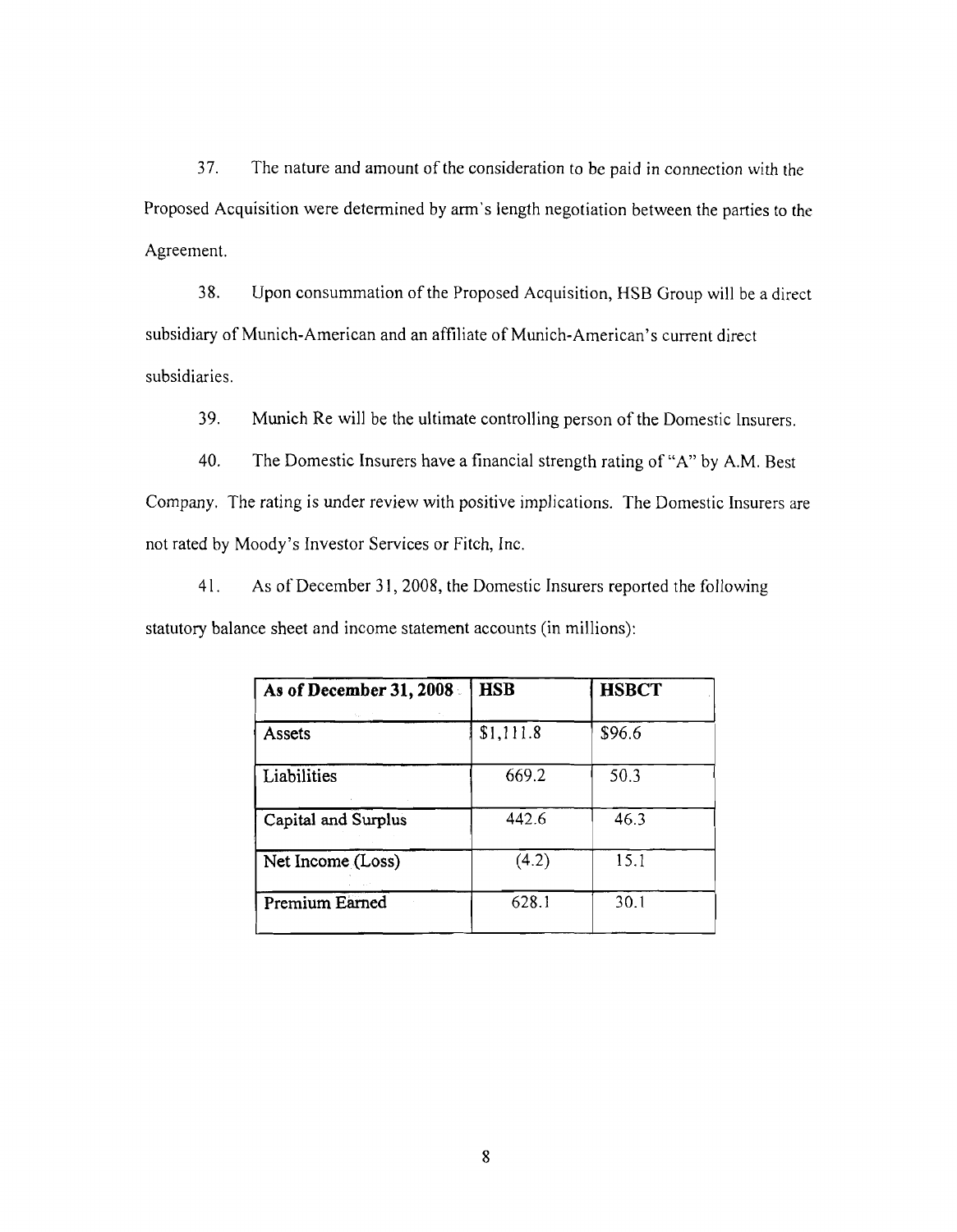37. The nature and amount of the consideration to be paid in connection with the Proposed Acquisition were determined by arm's length negotiation between the parties to the Agreement.

38. Upon consummation of the Proposed Acquisition, HSB Group will be a direct subsidiary of Munich-American and an affiliate of Munich-American's current direct subsidiaries.

39. Munich Re will be the ultimate controlling person of the Domestic Insurers.

40. The Domestic Insurers have a financial strength rating of "A" by A.M. Best Company. The rating is under review with positive implications. The Domestic Insurers are not rated by Moody's Investor Services or Fitch, Inc.

41. As of December 31, 2008, the Domestic Insurers reported the following statutory balance sheet and income statement accounts (in millions):

| **As of December 31, 2008** | **HSB** | **HSBCT** |
|---|---|---|
| Assets | $1,111.8 | $96.6 |
| Liabilities | 669.2 | 50.3 |
| Capital and Surplus | 442.6 | 46.3 |
| Net Income (Loss) | (4.2) | 15.1 |
| Premium Earned | 628.1 | 30.1 |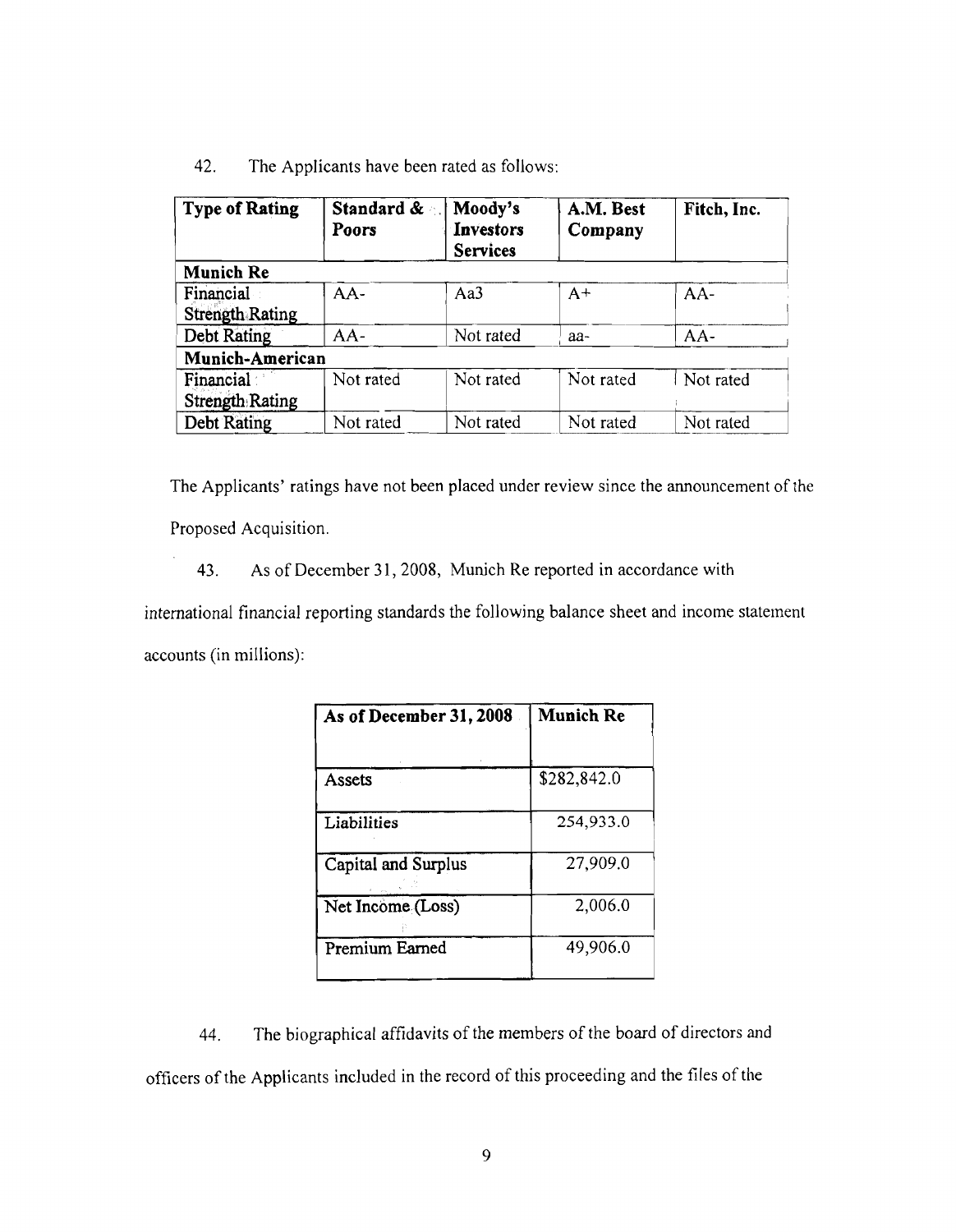42. The Applicants have been rated as follows:

| Type of Rating | Standard & Poors | Moody's Investors Services | A.M. Best Company | Fitch, Inc. |
|---|---|---|---|---|
| **Munich Re** | | | | |
| Financial Strength Rating | AA- | Aa3 | A+ | AA- |
| Debt Rating | AA- | Not rated | aa- | AA- |
| **Munich-American** | | | | |
| Financial Strength Rating | Not rated | Not rated | Not rated | Not rated |
| Debt Rating | Not rated | Not rated | Not rated | Not rated |

The Applicants' ratings have not been placed under review since the announcement of the Proposed Acquisition.

43. As of December 31, 2008, Munich Re reported in accordance with international financial reporting standards the following balance sheet and income statement accounts (in millions):

| As of December 31, 2008 | Munich Re |
|---|---|
| Assets | $282,842.0 |
| Liabilities | 254,933.0 |
| Capital and Surplus | 27,909.0 |
| Net Income (Loss) | 2,006.0 |
| Premium Earned | 49,906.0 |

44. The biographical affidavits of the members of the board of directors and officers of the Applicants included in the record of this proceeding and the files of the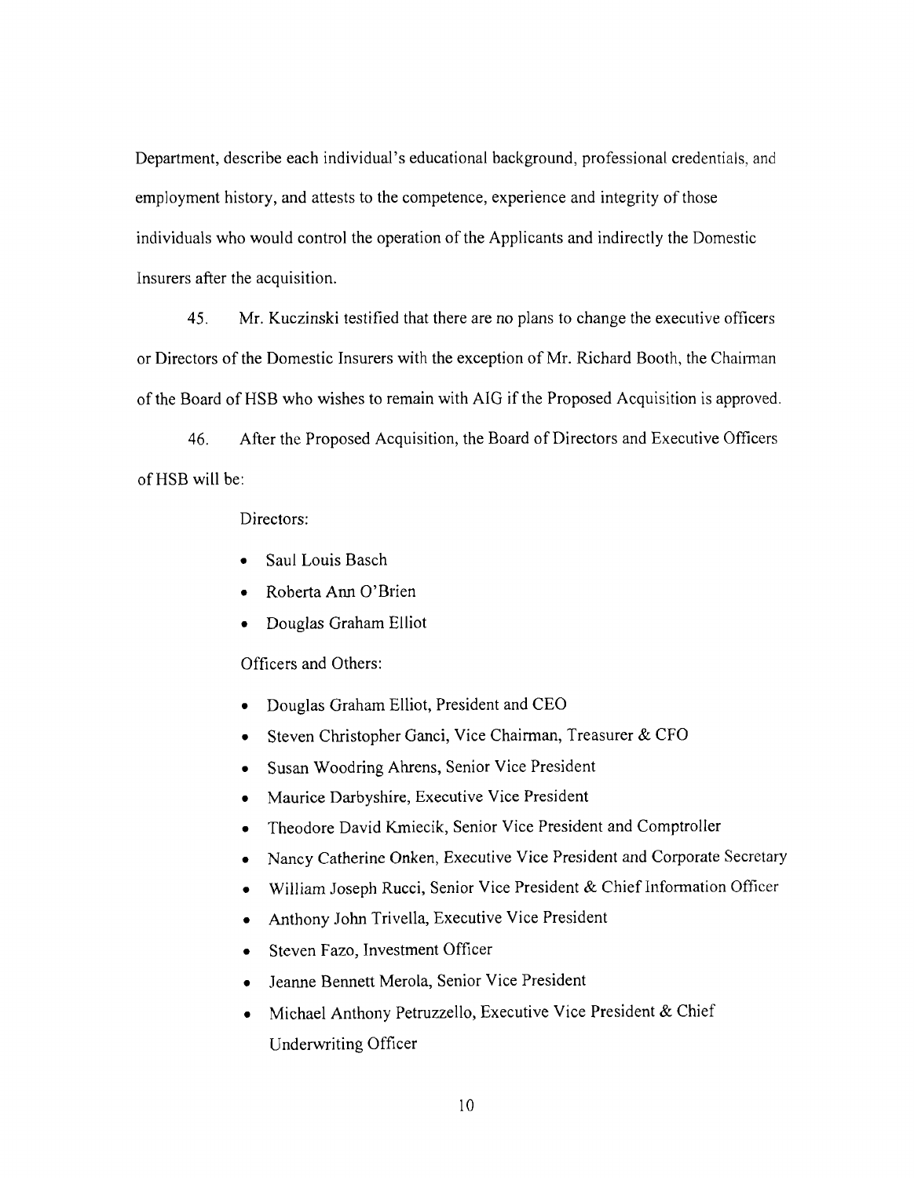Department, describe each individual's educational background, professional credentials, and employment history, and attests to the competence, experience and integrity of those individuals who would control the operation of the Applicants and indirectly the Domestic Insurers after the acquisition.

45. Mr. Kuczinski testified that there are no plans to change the executive officers or Directors of the Domestic Insurers with the exception of Mr. Richard Booth, the Chairman of the Board of HSB who wishes to remain with AIG if the Proposed Acquisition is approved.

46. After the Proposed Acquisition, the Board of Directors and Executive Officers of HSB will be:

Directors:

- Saul Louis Basch
- Roberta Ann O'Brien
- Douglas Graham Elliot

Officers and Others:

- Douglas Graham Elliot, President and CEO
- Steven Christopher Ganci, Vice Chairman, Treasurer & CFO
- Susan Woodring Ahrens, Senior Vice President
- Maurice Darbyshire, Executive Vice President
- Theodore David Kmiecik, Senior Vice President and Comptroller
- Nancy Catherine Onken, Executive Vice President and Corporate Secretary
- William Joseph Rucci, Senior Vice President & Chief Information Officer
- Anthony John Trivella, Executive Vice President
- Steven Fazo, Investment Officer
- Jeanne Bennett Merola, Senior Vice President
- Michael Anthony Petruzzello, Executive Vice President & Chief Underwriting Officer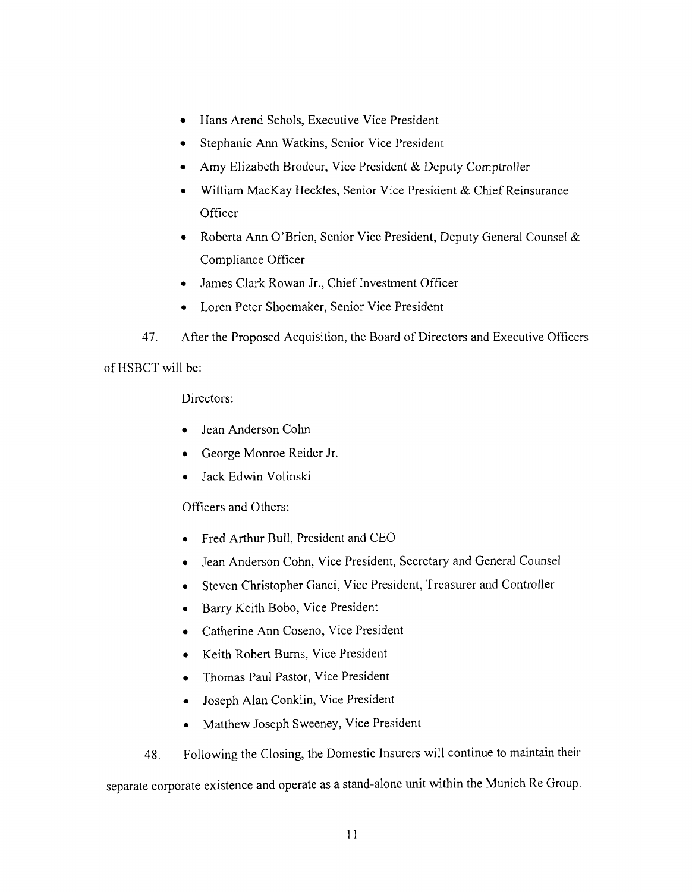- Hans Arend Schols, Executive Vice President
- Stephanie Ann Watkins, Senior Vice President
- Amy Elizabeth Brodeur, Vice President & Deputy Comptroller
- William MacKay Heckles, Senior Vice President & Chief Reinsurance Officer
- Roberta Ann O'Brien, Senior Vice President, Deputy General Counsel & Compliance Officer
- James Clark Rowan Jr., Chief Investment Officer
- Loren Peter Shoemaker, Senior Vice President

47. After the Proposed Acquisition, the Board of Directors and Executive Officers of HSBCT will be:

Directors:

- Jean Anderson Cohn
- George Monroe Reider Jr.
- Jack Edwin Volinski

Officers and Others:

- Fred Arthur Bull, President and CEO
- Jean Anderson Cohn, Vice President, Secretary and General Counsel
- Steven Christopher Ganci, Vice President, Treasurer and Controller
- Barry Keith Bobo, Vice President
- Catherine Ann Coseno, Vice President
- Keith Robert Burns, Vice President
- Thomas Paul Pastor, Vice President
- Joseph Alan Conklin, Vice President
- Matthew Joseph Sweeney, Vice President

48. Following the Closing, the Domestic Insurers will continue to maintain their separate corporate existence and operate as a stand-alone unit within the Munich Re Group.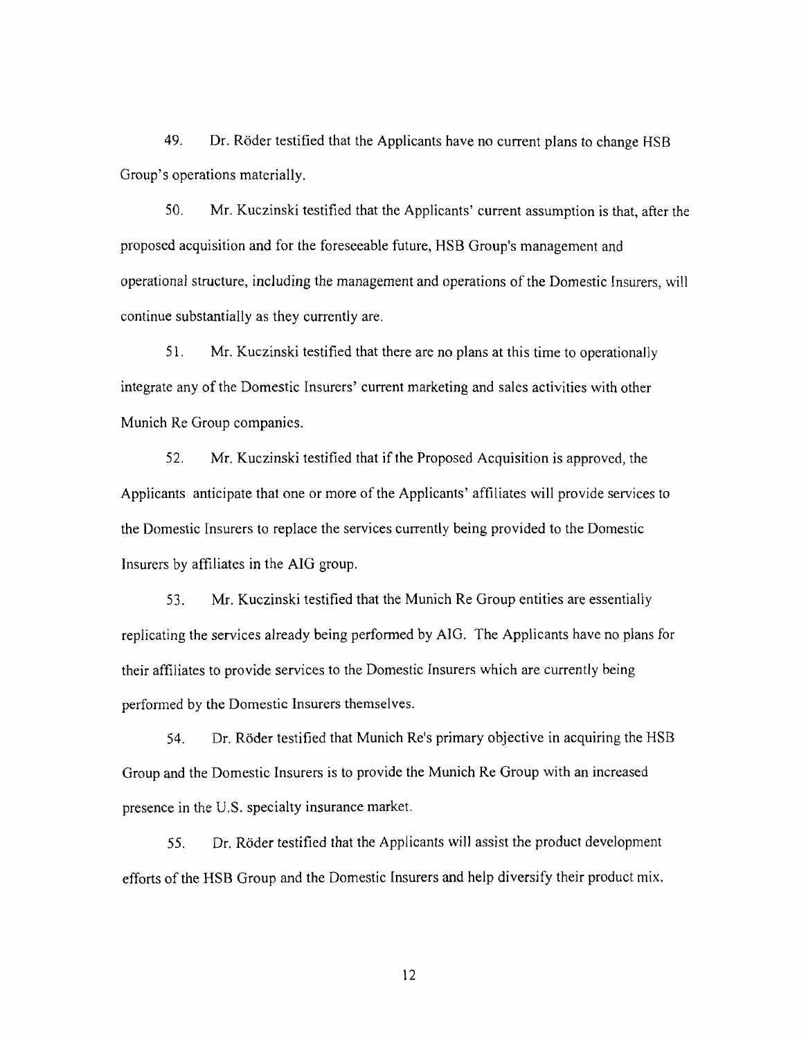49. Dr. Röder testified that the Applicants have no current plans to change HSB Group's operations materially.

50. Mr. Kuczinski testified that the Applicants' current assumption is that, after the proposed acquisition and for the foreseeable future, HSB Group's management and operational structure, including the management and operations of the Domestic Insurers, will continue substantially as they currently are.

51. Mr. Kuczinski testified that there are no plans at this time to operationally integrate any of the Domestic Insurers' current marketing and sales activities with other Munich Re Group companies.

52. Mr. Kuczinski testified that if the Proposed Acquisition is approved, the Applicants anticipate that one or more of the Applicants' affiliates will provide services to the Domestic Insurers to replace the services currently being provided to the Domestic Insurers by affiliates in the AIG group.

53. Mr. Kuczinski testified that the Munich Re Group entities are essentially replicating the services already being performed by AIG. The Applicants have no plans for their affiliates to provide services to the Domestic Insurers which are currently being performed by the Domestic Insurers themselves.

54. Dr. Röder testified that Munich Re's primary objective in acquiring the HSB Group and the Domestic Insurers is to provide the Munich Re Group with an increased presence in the U.S. specialty insurance market.

55. Dr. Röder testified that the Applicants will assist the product development efforts of the HSB Group and the Domestic Insurers and help diversify their product mix.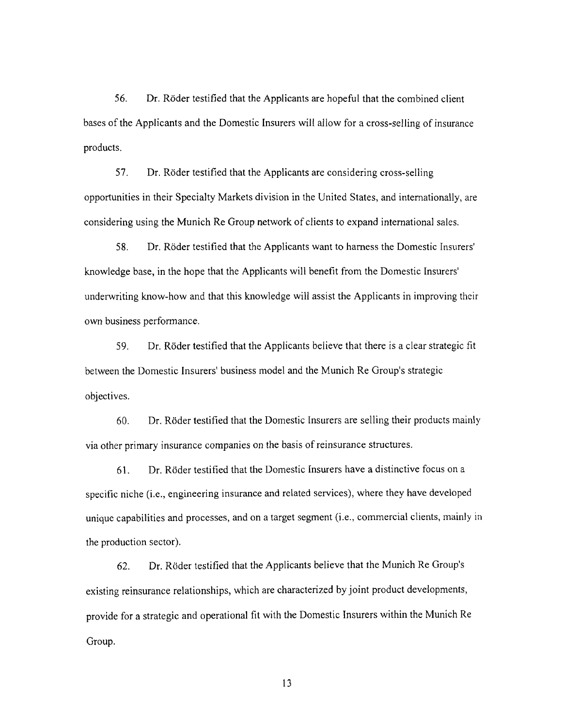56. Dr. Röder testified that the Applicants are hopeful that the combined client bases of the Applicants and the Domestic Insurers will allow for a cross-selling of insurance products.

57. Dr. Röder testified that the Applicants are considering cross-selling opportunities in their Specialty Markets division in the United States, and internationally, are considering using the Munich Re Group network of clients to expand international sales.

58. Dr. Röder testified that the Applicants want to harness the Domestic Insurers' knowledge base, in the hope that the Applicants will benefit from the Domestic Insurers' underwriting know-how and that this knowledge will assist the Applicants in improving their own business performance.

59. Dr. Röder testified that the Applicants believe that there is a clear strategic fit between the Domestic Insurers' business model and the Munich Re Group's strategic objectives.

60. Dr. Röder testified that the Domestic Insurers are selling their products mainly via other primary insurance companies on the basis of reinsurance structures.

61. Dr. Röder testified that the Domestic Insurers have a distinctive focus on a specific niche (i.e., engineering insurance and related services), where they have developed unique capabilities and processes, and on a target segment (i.e., commercial clients, mainly in the production sector).

62. Dr. Röder testified that the Applicants believe that the Munich Re Group's existing reinsurance relationships, which are characterized by joint product developments, provide for a strategic and operational fit with the Domestic Insurers within the Munich Re Group.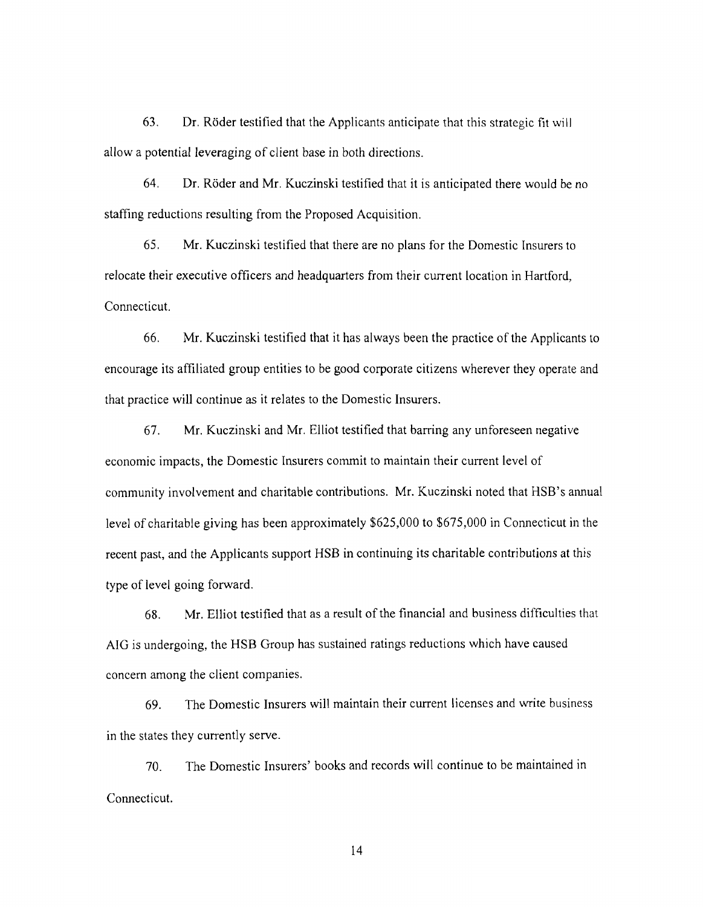63. Dr. Röder testified that the Applicants anticipate that this strategic fit will allow a potential leveraging of client base in both directions.

64. Dr. Röder and Mr. Kuczinski testified that it is anticipated there would be no staffing reductions resulting from the Proposed Acquisition.

65. Mr. Kuczinski testified that there are no plans for the Domestic Insurers to relocate their executive officers and headquarters from their current location in Hartford, Connecticut.

66. Mr. Kuczinski testified that it has always been the practice of the Applicants to encourage its affiliated group entities to be good corporate citizens wherever they operate and that practice will continue as it relates to the Domestic Insurers.

67. Mr. Kuczinski and Mr. Elliot testified that barring any unforeseen negative economic impacts, the Domestic Insurers commit to maintain their current level of community involvement and charitable contributions. Mr. Kuczinski noted that HSB's annual level of charitable giving has been approximately $625,000 to $675,000 in Connecticut in the recent past, and the Applicants support HSB in continuing its charitable contributions at this type of level going forward.

68. Mr. Elliot testified that as a result of the financial and business difficulties that AIG is undergoing, the HSB Group has sustained ratings reductions which have caused concern among the client companies.

69. The Domestic Insurers will maintain their current licenses and write business in the states they currently serve.

70. The Domestic Insurers' books and records will continue to be maintained in Connecticut.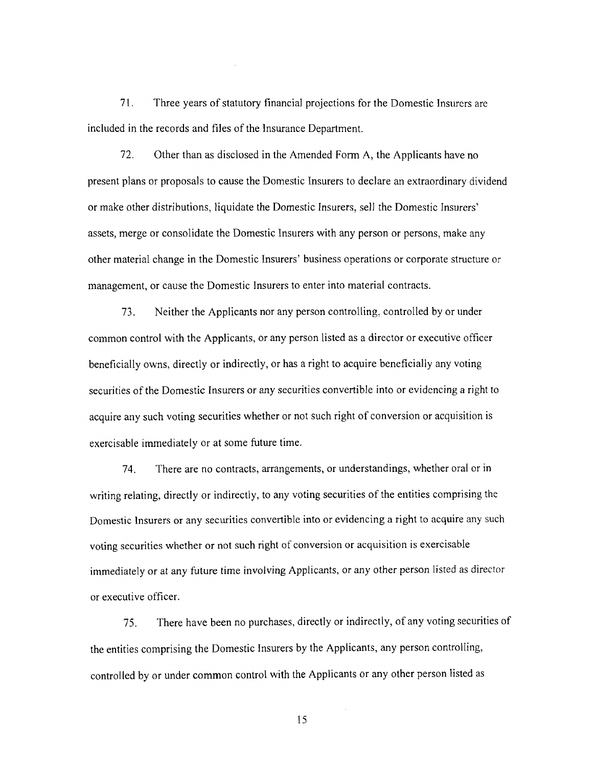71. Three years of statutory financial projections for the Domestic Insurers are included in the records and files of the Insurance Department.

72. Other than as disclosed in the Amended Form A, the Applicants have no present plans or proposals to cause the Domestic Insurers to declare an extraordinary dividend or make other distributions, liquidate the Domestic Insurers, sell the Domestic Insurers' assets, merge or consolidate the Domestic Insurers with any person or persons, make any other material change in the Domestic Insurers' business operations or corporate structure or management, or cause the Domestic Insurers to enter into material contracts.

73. Neither the Applicants nor any person controlling, controlled by or under common control with the Applicants, or any person listed as a director or executive officer beneficially owns, directly or indirectly, or has a right to acquire beneficially any voting securities of the Domestic Insurers or any securities convertible into or evidencing a right to acquire any such voting securities whether or not such right of conversion or acquisition is exercisable immediately or at some future time.

74. There are no contracts, arrangements, or understandings, whether oral or in writing relating, directly or indirectly, to any voting securities of the entities comprising the Domestic Insurers or any securities convertible into or evidencing a right to acquire any such voting securities whether or not such right of conversion or acquisition is exercisable immediately or at any future time involving Applicants, or any other person listed as director or executive officer.

75. There have been no purchases, directly or indirectly, of any voting securities of the entities comprising the Domestic Insurers by the Applicants, any person controlling, controlled by or under common control with the Applicants or any other person listed as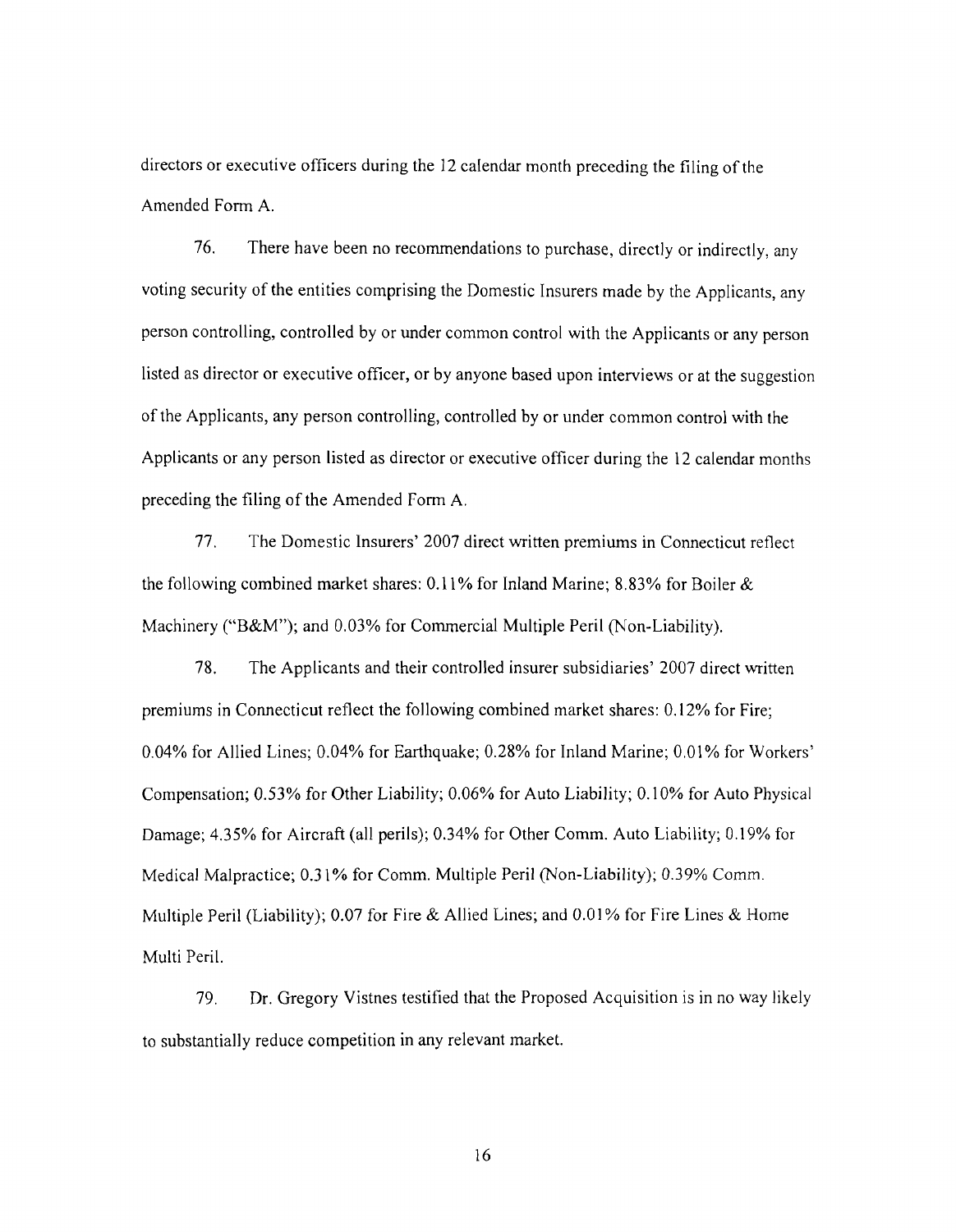directors or executive officers during the 12 calendar month preceding the filing of the Amended Form A.

76. There have been no recommendations to purchase, directly or indirectly, any voting security of the entities comprising the Domestic Insurers made by the Applicants, any person controlling, controlled by or under common control with the Applicants or any person listed as director or executive officer, or by anyone based upon interviews or at the suggestion of the Applicants, any person controlling, controlled by or under common control with the Applicants or any person listed as director or executive officer during the 12 calendar months preceding the filing of the Amended Form A.

77. The Domestic Insurers' 2007 direct written premiums in Connecticut reflect the following combined market shares: 0.11% for Inland Marine; 8.83% for Boiler & Machinery ("B&M"); and 0.03% for Commercial Multiple Peril (Non-Liability).

78. The Applicants and their controlled insurer subsidiaries' 2007 direct written premiums in Connecticut reflect the following combined market shares: 0.12% for Fire; 0.04% for Allied Lines; 0.04% for Earthquake; 0.28% for Inland Marine; 0.01% for Workers' Compensation; 0.53% for Other Liability; 0.06% for Auto Liability; 0.10% for Auto Physical Damage; 4.35% for Aircraft (all perils); 0.34% for Other Comm. Auto Liability; 0.19% for Medical Malpractice; 0.31% for Comm. Multiple Peril (Non-Liability); 0.39% Comm. Multiple Peril (Liability); 0.07 for Fire & Allied Lines; and 0.01% for Fire Lines & Home Multi Peril.

79. Dr. Gregory Vistnes testified that the Proposed Acquisition is in no way likely to substantially reduce competition in any relevant market.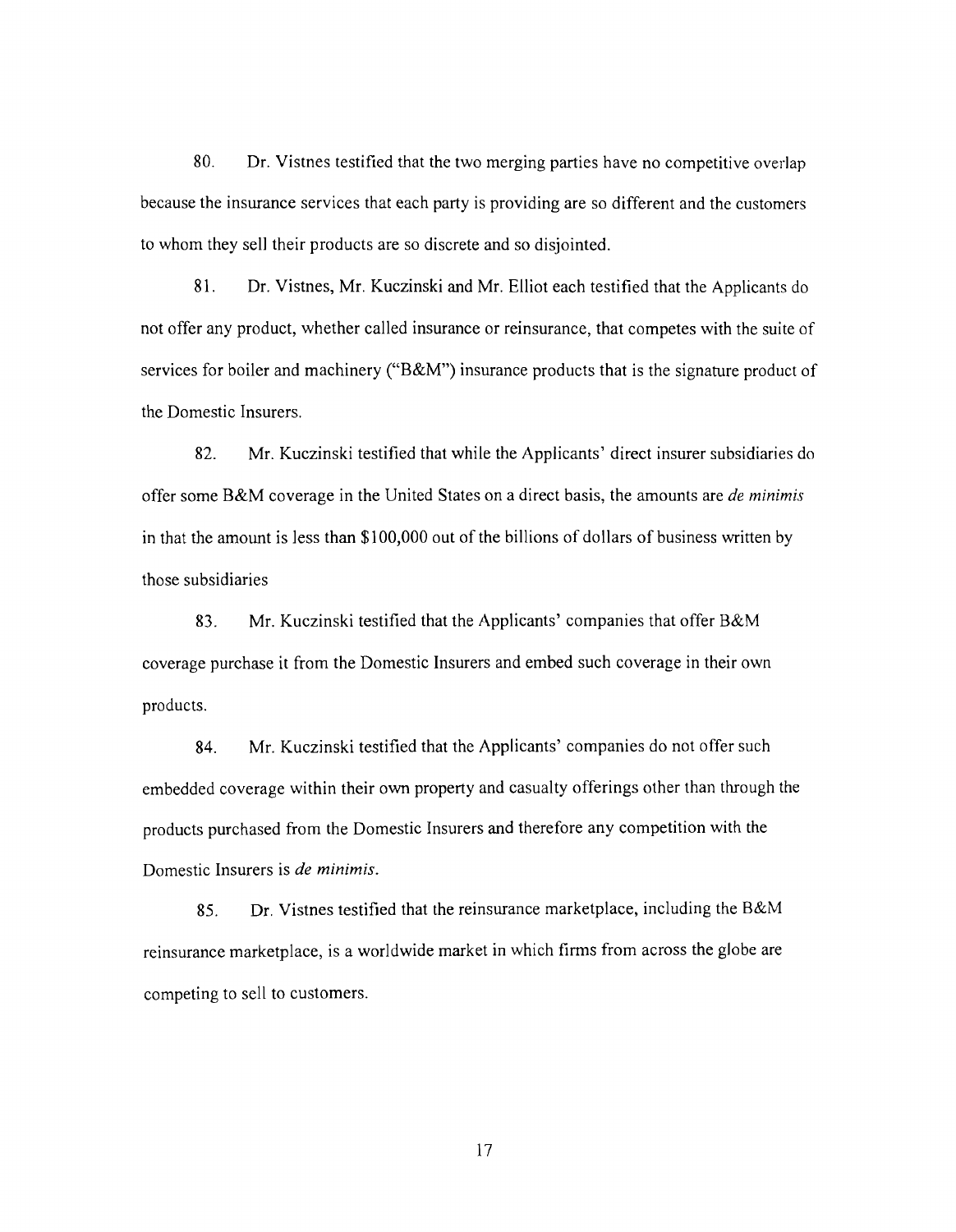80. Dr. Vistnes testified that the two merging parties have no competitive overlap because the insurance services that each party is providing are so different and the customers to whom they sell their products are so discrete and so disjointed.

81. Dr. Vistnes, Mr. Kuczinski and Mr. Elliot each testified that the Applicants do not offer any product, whether called insurance or reinsurance, that competes with the suite of services for boiler and machinery ("B&M") insurance products that is the signature product of the Domestic Insurers.

82. Mr. Kuczinski testified that while the Applicants' direct insurer subsidiaries do offer some B&M coverage in the United States on a direct basis, the amounts are *de minimis* in that the amount is less than $100,000 out of the billions of dollars of business written by those subsidiaries

83. Mr. Kuczinski testified that the Applicants' companies that offer B&M coverage purchase it from the Domestic Insurers and embed such coverage in their own products.

84. Mr. Kuczinski testified that the Applicants' companies do not offer such embedded coverage within their own property and casualty offerings other than through the products purchased from the Domestic Insurers and therefore any competition with the Domestic Insurers is *de minimis*.

85. Dr. Vistnes testified that the reinsurance marketplace, including the B&M reinsurance marketplace, is a worldwide market in which firms from across the globe are competing to sell to customers.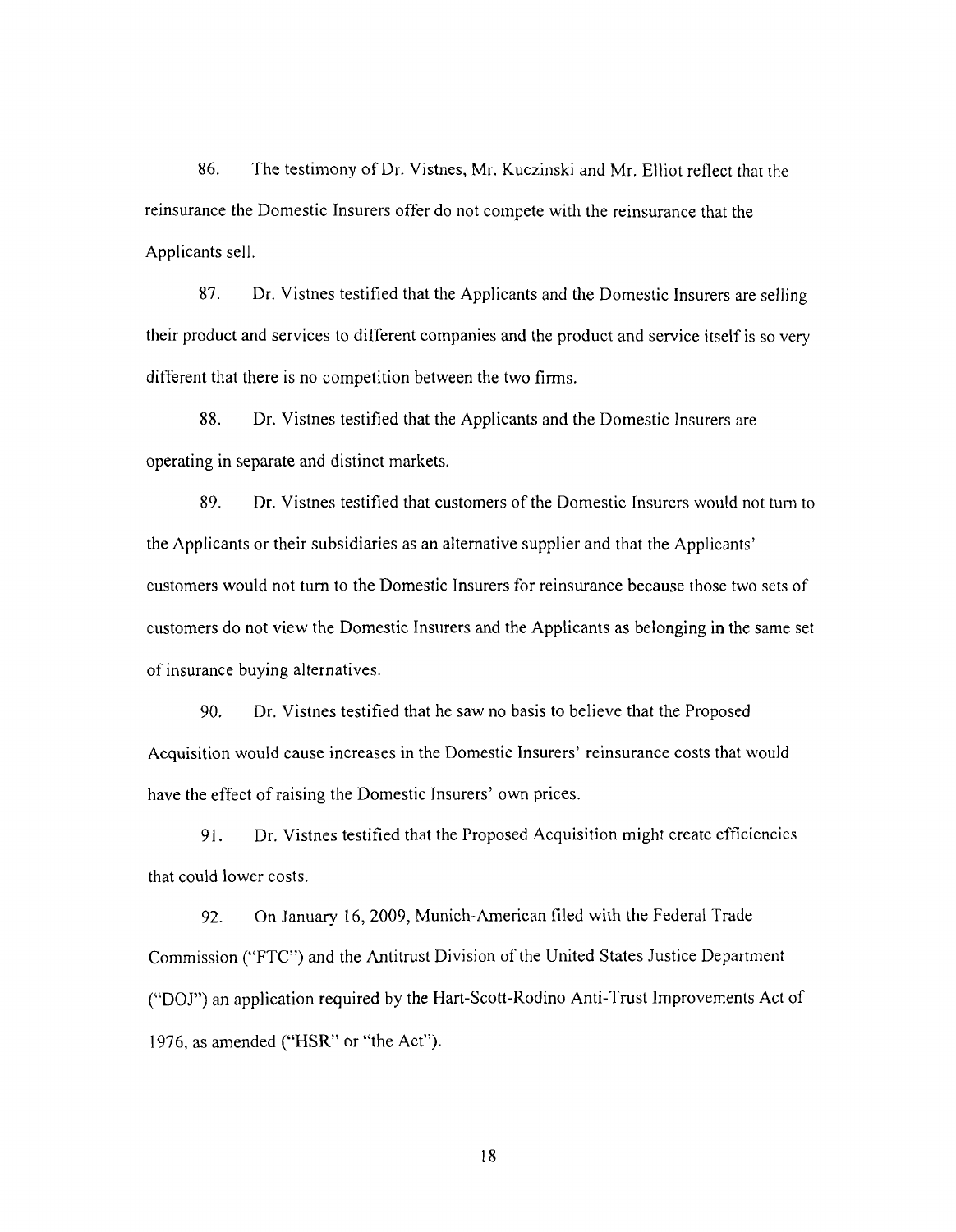86. The testimony of Dr. Vistnes, Mr. Kuczinski and Mr. Elliot reflect that the reinsurance the Domestic Insurers offer do not compete with the reinsurance that the Applicants sell.

87. Dr. Vistnes testified that the Applicants and the Domestic Insurers are selling their product and services to different companies and the product and service itself is so very different that there is no competition between the two firms.

88. Dr. Vistnes testified that the Applicants and the Domestic Insurers are operating in separate and distinct markets.

89. Dr. Vistnes testified that customers of the Domestic Insurers would not turn to the Applicants or their subsidiaries as an alternative supplier and that the Applicants' customers would not turn to the Domestic Insurers for reinsurance because those two sets of customers do not view the Domestic Insurers and the Applicants as belonging in the same set of insurance buying alternatives.

90. Dr. Vistnes testified that he saw no basis to believe that the Proposed Acquisition would cause increases in the Domestic Insurers' reinsurance costs that would have the effect of raising the Domestic Insurers' own prices.

91. Dr. Vistnes testified that the Proposed Acquisition might create efficiencies that could lower costs.

92. On January 16, 2009, Munich-American filed with the Federal Trade Commission ("FTC") and the Antitrust Division of the United States Justice Department ("DOJ") an application required by the Hart-Scott-Rodino Anti-Trust Improvements Act of 1976, as amended ("HSR" or "the Act").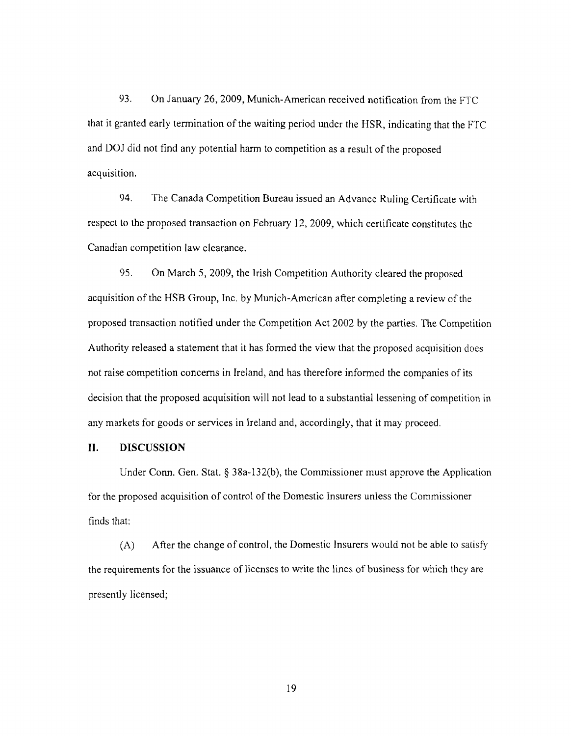93. On January 26, 2009, Munich-American received notification from the FTC that it granted early termination of the waiting period under the HSR, indicating that the FTC and DOJ did not find any potential harm to competition as a result of the proposed acquisition.

94. The Canada Competition Bureau issued an Advance Ruling Certificate with respect to the proposed transaction on February 12, 2009, which certificate constitutes the Canadian competition law clearance.

95. On March 5, 2009, the Irish Competition Authority cleared the proposed acquisition of the HSB Group, Inc. by Munich-American after completing a review of the proposed transaction notified under the Competition Act 2002 by the parties. The Competition Authority released a statement that it has formed the view that the proposed acquisition does not raise competition concerns in Ireland, and has therefore informed the companies of its decision that the proposed acquisition will not lead to a substantial lessening of competition in any markets for goods or services in Ireland and, accordingly, that it may proceed.

## II. DISCUSSION

Under Conn. Gen. Stat. § 38a-132(b), the Commissioner must approve the Application for the proposed acquisition of control of the Domestic Insurers unless the Commissioner finds that:

(A) After the change of control, the Domestic Insurers would not be able to satisfy the requirements for the issuance of licenses to write the lines of business for which they are presently licensed;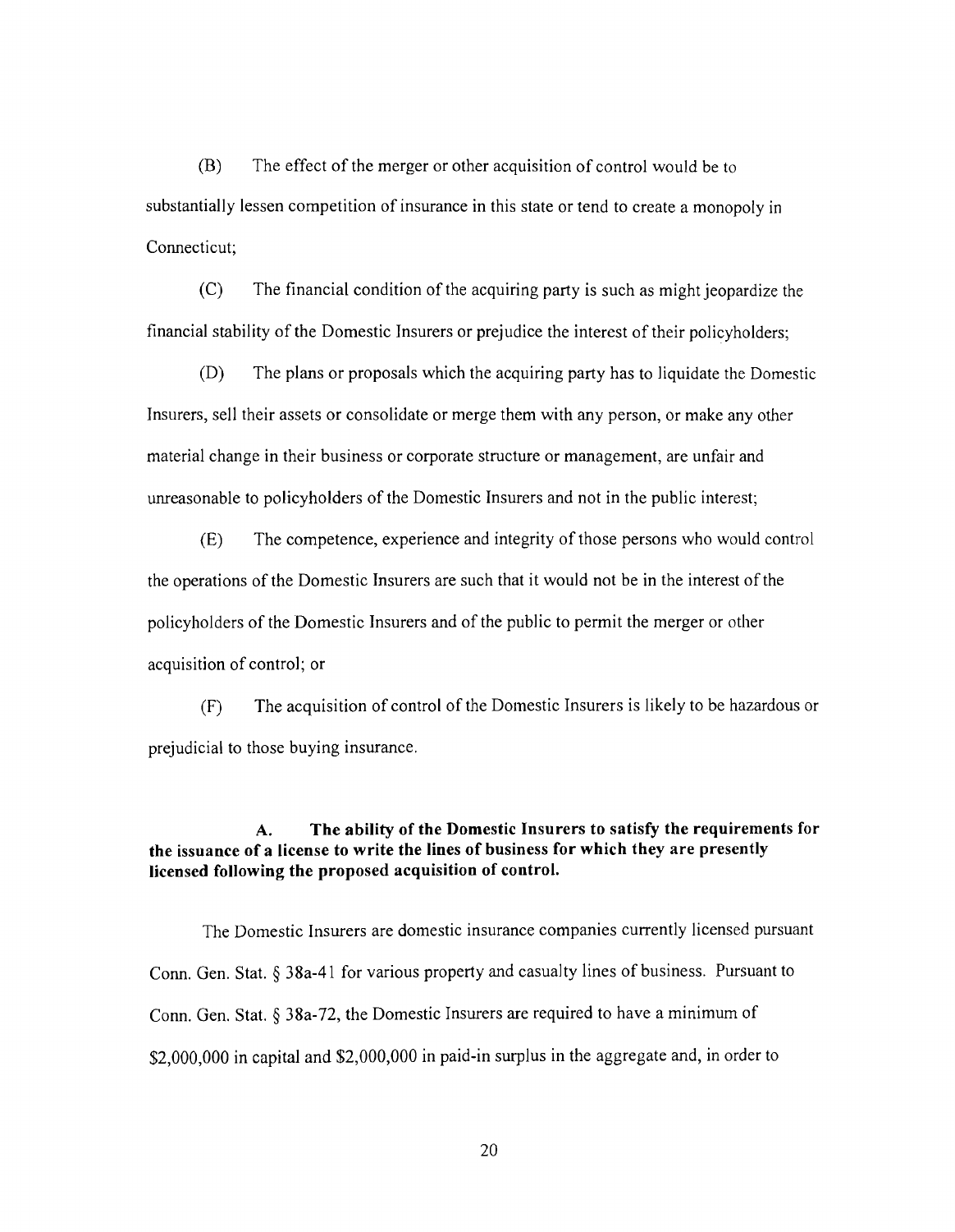(B) The effect of the merger or other acquisition of control would be to substantially lessen competition of insurance in this state or tend to create a monopoly in Connecticut;

(C) The financial condition of the acquiring party is such as might jeopardize the financial stability of the Domestic Insurers or prejudice the interest of their policyholders;

(D) The plans or proposals which the acquiring party has to liquidate the Domestic Insurers, sell their assets or consolidate or merge them with any person, or make any other material change in their business or corporate structure or management, are unfair and unreasonable to policyholders of the Domestic Insurers and not in the public interest;

(E) The competence, experience and integrity of those persons who would control the operations of the Domestic Insurers are such that it would not be in the interest of the policyholders of the Domestic Insurers and of the public to permit the merger or other acquisition of control; or

(F) The acquisition of control of the Domestic Insurers is likely to be hazardous or prejudicial to those buying insurance.

**A. The ability of the Domestic Insurers to satisfy the requirements for the issuance of a license to write the lines of business for which they are presently licensed following the proposed acquisition of control.**

The Domestic Insurers are domestic insurance companies currently licensed pursuant Conn. Gen. Stat. § 38a-41 for various property and casualty lines of business. Pursuant to Conn. Gen. Stat. § 38a-72, the Domestic Insurers are required to have a minimum of $2,000,000 in capital and $2,000,000 in paid-in surplus in the aggregate and, in order to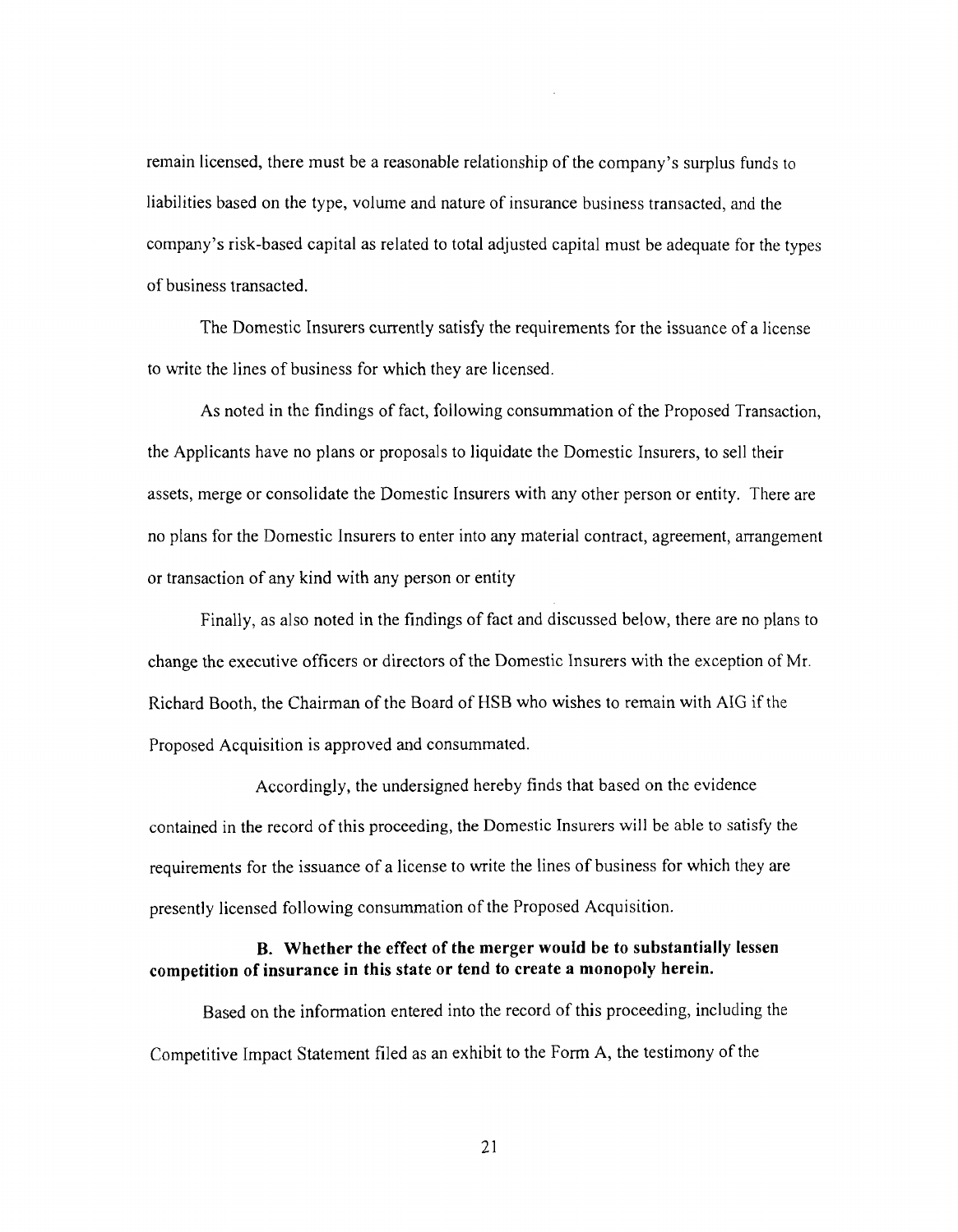remain licensed, there must be a reasonable relationship of the company's surplus funds to liabilities based on the type, volume and nature of insurance business transacted, and the company's risk-based capital as related to total adjusted capital must be adequate for the types of business transacted.

The Domestic Insurers currently satisfy the requirements for the issuance of a license to write the lines of business for which they are licensed.

As noted in the findings of fact, following consummation of the Proposed Transaction, the Applicants have no plans or proposals to liquidate the Domestic Insurers, to sell their assets, merge or consolidate the Domestic Insurers with any other person or entity. There are no plans for the Domestic Insurers to enter into any material contract, agreement, arrangement or transaction of any kind with any person or entity

Finally, as also noted in the findings of fact and discussed below, there are no plans to change the executive officers or directors of the Domestic Insurers with the exception of Mr. Richard Booth, the Chairman of the Board of HSB who wishes to remain with AIG if the Proposed Acquisition is approved and consummated.

Accordingly, the undersigned hereby finds that based on the evidence contained in the record of this proceeding, the Domestic Insurers will be able to satisfy the requirements for the issuance of a license to write the lines of business for which they are presently licensed following consummation of the Proposed Acquisition.

**B. Whether the effect of the merger would be to substantially lessen competition of insurance in this state or tend to create a monopoly herein.**

Based on the information entered into the record of this proceeding, including the Competitive Impact Statement filed as an exhibit to the Form A, the testimony of the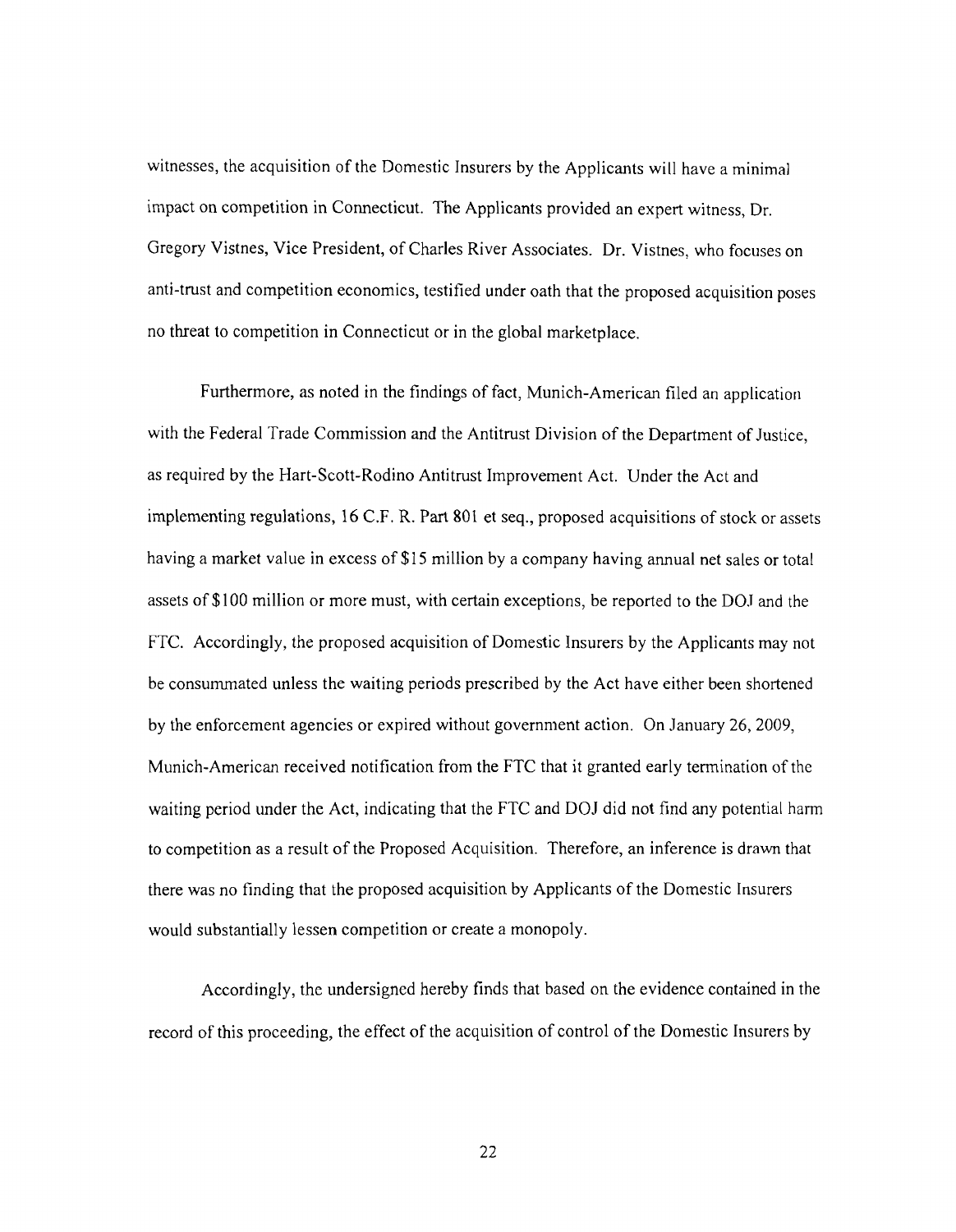witnesses, the acquisition of the Domestic Insurers by the Applicants will have a minimal impact on competition in Connecticut. The Applicants provided an expert witness, Dr. Gregory Vistnes, Vice President, of Charles River Associates. Dr. Vistnes, who focuses on anti-trust and competition economics, testified under oath that the proposed acquisition poses no threat to competition in Connecticut or in the global marketplace.

Furthermore, as noted in the findings of fact, Munich-American filed an application with the Federal Trade Commission and the Antitrust Division of the Department of Justice, as required by the Hart-Scott-Rodino Antitrust Improvement Act. Under the Act and implementing regulations, 16 C.F. R. Part 801 et seq., proposed acquisitions of stock or assets having a market value in excess of $15 million by a company having annual net sales or total assets of $100 million or more must, with certain exceptions, be reported to the DOJ and the FTC. Accordingly, the proposed acquisition of Domestic Insurers by the Applicants may not be consummated unless the waiting periods prescribed by the Act have either been shortened by the enforcement agencies or expired without government action. On January 26, 2009, Munich-American received notification from the FTC that it granted early termination of the waiting period under the Act, indicating that the FTC and DOJ did not find any potential harm to competition as a result of the Proposed Acquisition. Therefore, an inference is drawn that there was no finding that the proposed acquisition by Applicants of the Domestic Insurers would substantially lessen competition or create a monopoly.

Accordingly, the undersigned hereby finds that based on the evidence contained in the record of this proceeding, the effect of the acquisition of control of the Domestic Insurers by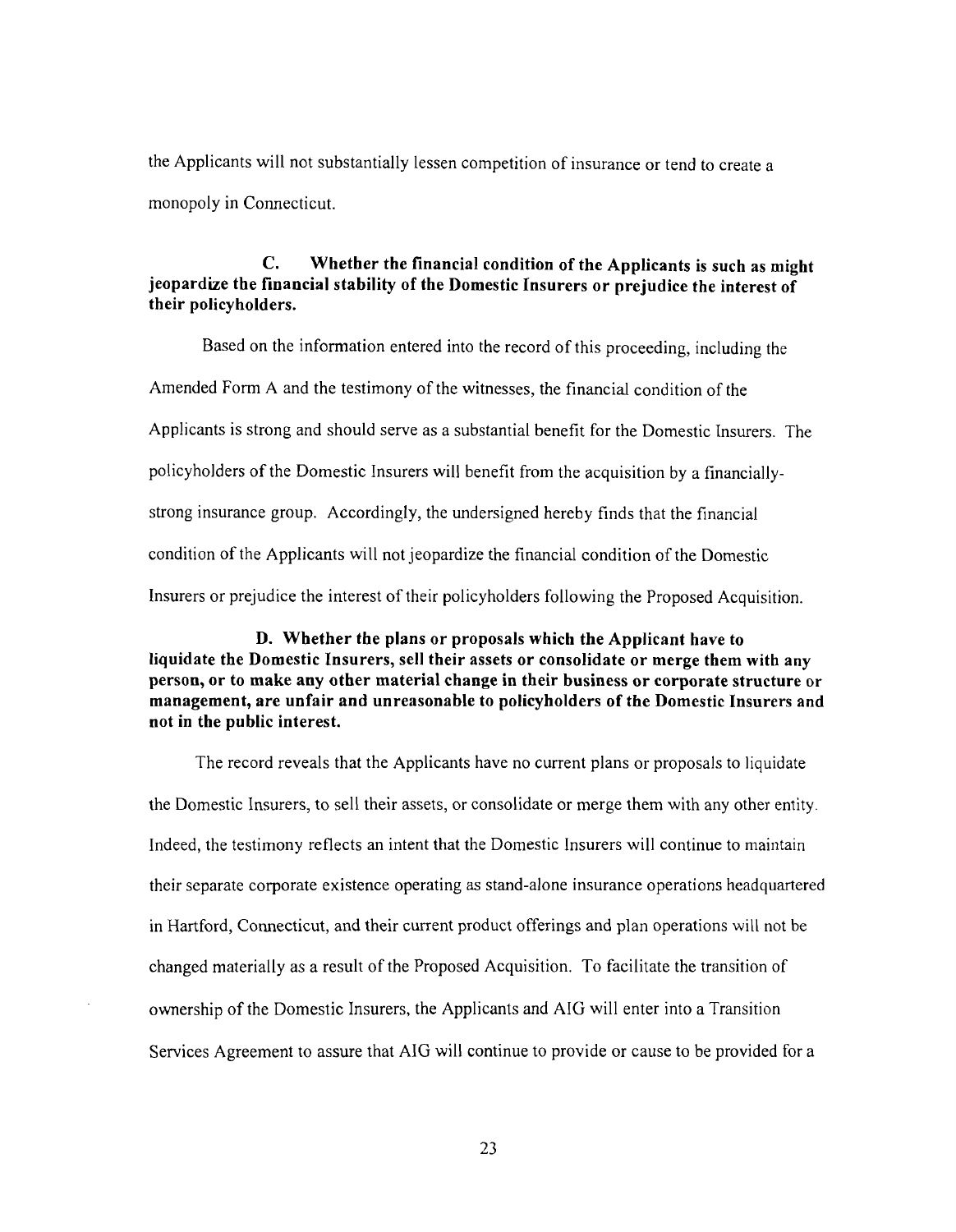the Applicants will not substantially lessen competition of insurance or tend to create a monopoly in Connecticut.

**C. Whether the financial condition of the Applicants is such as might jeopardize the financial stability of the Domestic Insurers or prejudice the interest of their policyholders.**

Based on the information entered into the record of this proceeding, including the Amended Form A and the testimony of the witnesses, the financial condition of the Applicants is strong and should serve as a substantial benefit for the Domestic Insurers. The policyholders of the Domestic Insurers will benefit from the acquisition by a financially-strong insurance group. Accordingly, the undersigned hereby finds that the financial condition of the Applicants will not jeopardize the financial condition of the Domestic Insurers or prejudice the interest of their policyholders following the Proposed Acquisition.

**D. Whether the plans or proposals which the Applicant have to liquidate the Domestic Insurers, sell their assets or consolidate or merge them with any person, or to make any other material change in their business or corporate structure or management, are unfair and unreasonable to policyholders of the Domestic Insurers and not in the public interest.**

The record reveals that the Applicants have no current plans or proposals to liquidate the Domestic Insurers, to sell their assets, or consolidate or merge them with any other entity. Indeed, the testimony reflects an intent that the Domestic Insurers will continue to maintain their separate corporate existence operating as stand-alone insurance operations headquartered in Hartford, Connecticut, and their current product offerings and plan operations will not be changed materially as a result of the Proposed Acquisition. To facilitate the transition of ownership of the Domestic Insurers, the Applicants and AIG will enter into a Transition Services Agreement to assure that AIG will continue to provide or cause to be provided for a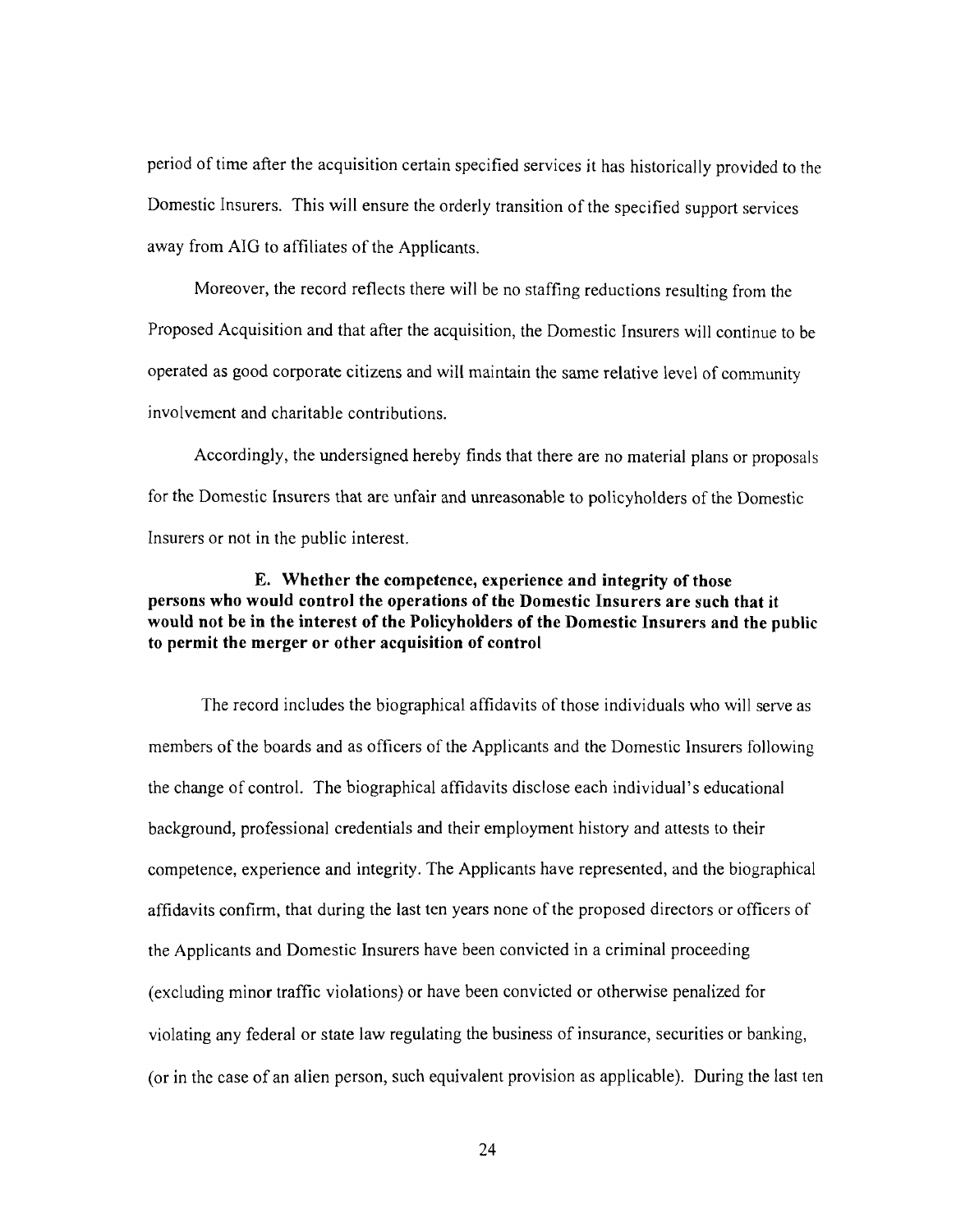period of time after the acquisition certain specified services it has historically provided to the Domestic Insurers. This will ensure the orderly transition of the specified support services away from AIG to affiliates of the Applicants.

Moreover, the record reflects there will be no staffing reductions resulting from the Proposed Acquisition and that after the acquisition, the Domestic Insurers will continue to be operated as good corporate citizens and will maintain the same relative level of community involvement and charitable contributions.

Accordingly, the undersigned hereby finds that there are no material plans or proposals for the Domestic Insurers that are unfair and unreasonable to policyholders of the Domestic Insurers or not in the public interest.

### E. Whether the competence, experience and integrity of those persons who would control the operations of the Domestic Insurers are such that it would not be in the interest of the Policyholders of the Domestic Insurers and the public to permit the merger or other acquisition of control

The record includes the biographical affidavits of those individuals who will serve as members of the boards and as officers of the Applicants and the Domestic Insurers following the change of control. The biographical affidavits disclose each individual's educational background, professional credentials and their employment history and attests to their competence, experience and integrity. The Applicants have represented, and the biographical affidavits confirm, that during the last ten years none of the proposed directors or officers of the Applicants and Domestic Insurers have been convicted in a criminal proceeding (excluding minor traffic violations) or have been convicted or otherwise penalized for violating any federal or state law regulating the business of insurance, securities or banking, (or in the case of an alien person, such equivalent provision as applicable). During the last ten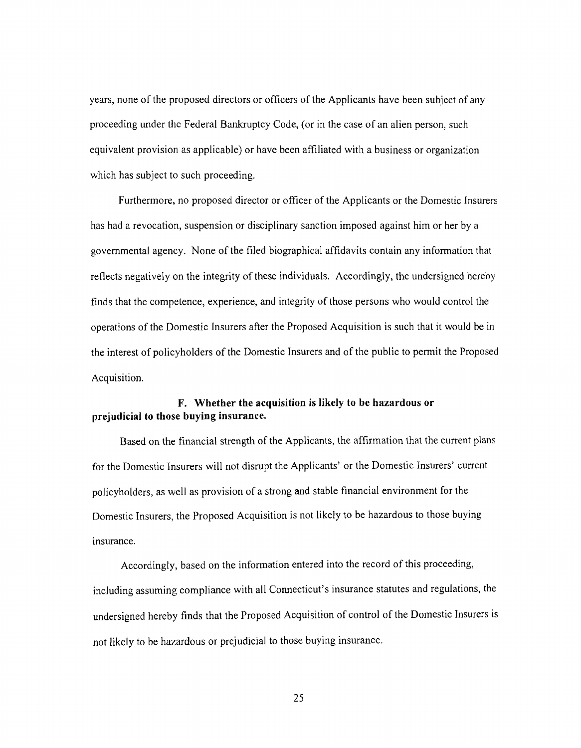years, none of the proposed directors or officers of the Applicants have been subject of any proceeding under the Federal Bankruptcy Code, (or in the case of an alien person, such equivalent provision as applicable) or have been affiliated with a business or organization which has subject to such proceeding.

Furthermore, no proposed director or officer of the Applicants or the Domestic Insurers has had a revocation, suspension or disciplinary sanction imposed against him or her by a governmental agency. None of the filed biographical affidavits contain any information that reflects negatively on the integrity of these individuals. Accordingly, the undersigned hereby finds that the competence, experience, and integrity of those persons who would control the operations of the Domestic Insurers after the Proposed Acquisition is such that it would be in the interest of policyholders of the Domestic Insurers and of the public to permit the Proposed Acquisition.

**F. Whether the acquisition is likely to be hazardous or prejudicial to those buying insurance.**

Based on the financial strength of the Applicants, the affirmation that the current plans for the Domestic Insurers will not disrupt the Applicants' or the Domestic Insurers' current policyholders, as well as provision of a strong and stable financial environment for the Domestic Insurers, the Proposed Acquisition is not likely to be hazardous to those buying insurance.

Accordingly, based on the information entered into the record of this proceeding, including assuming compliance with all Connecticut's insurance statutes and regulations, the undersigned hereby finds that the Proposed Acquisition of control of the Domestic Insurers is not likely to be hazardous or prejudicial to those buying insurance.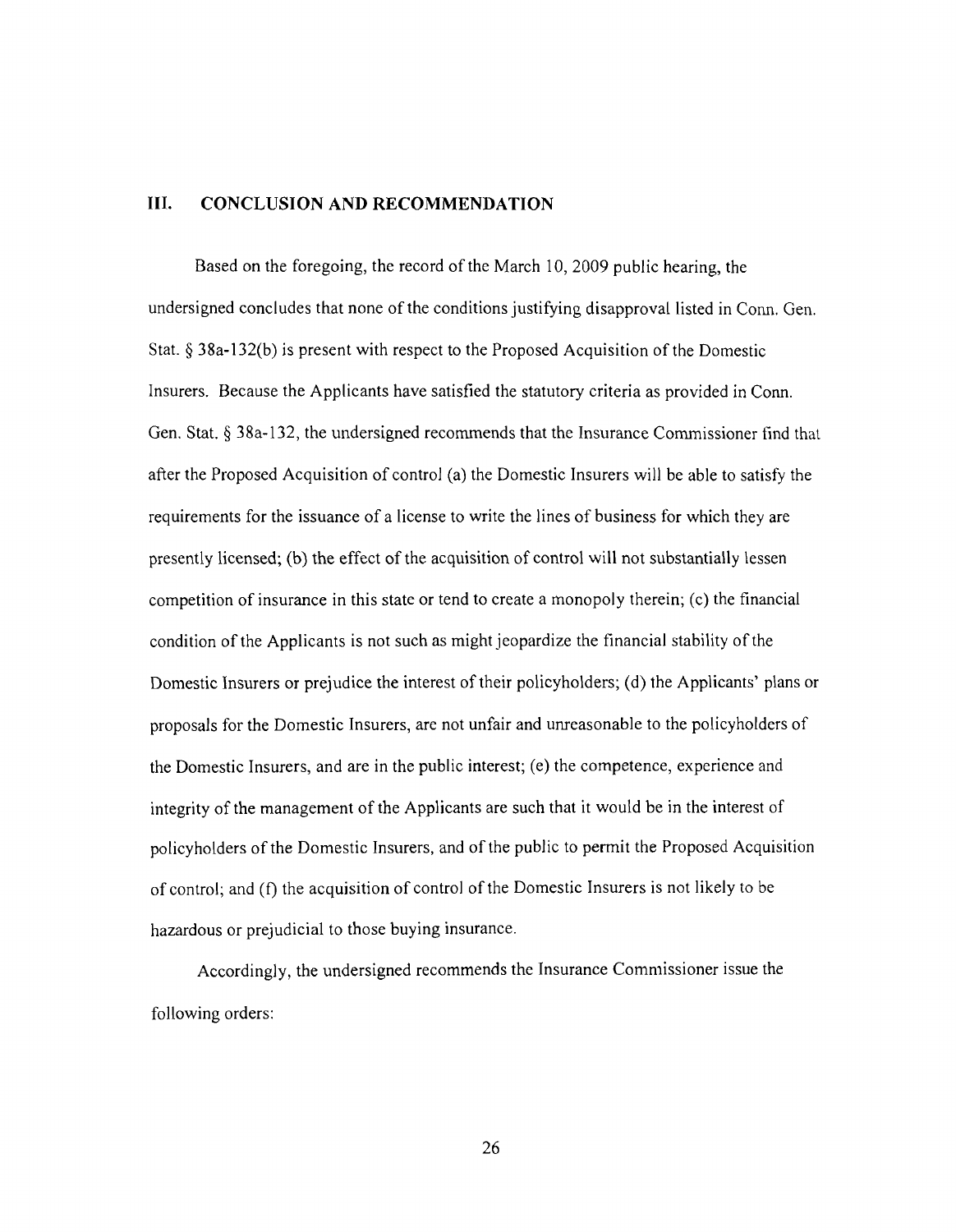## III. CONCLUSION AND RECOMMENDATION

Based on the foregoing, the record of the March 10, 2009 public hearing, the undersigned concludes that none of the conditions justifying disapproval listed in Conn. Gen. Stat. § 38a-132(b) is present with respect to the Proposed Acquisition of the Domestic Insurers. Because the Applicants have satisfied the statutory criteria as provided in Conn. Gen. Stat. § 38a-132, the undersigned recommends that the Insurance Commissioner find that after the Proposed Acquisition of control (a) the Domestic Insurers will be able to satisfy the requirements for the issuance of a license to write the lines of business for which they are presently licensed; (b) the effect of the acquisition of control will not substantially lessen competition of insurance in this state or tend to create a monopoly therein; (c) the financial condition of the Applicants is not such as might jeopardize the financial stability of the Domestic Insurers or prejudice the interest of their policyholders; (d) the Applicants' plans or proposals for the Domestic Insurers, are not unfair and unreasonable to the policyholders of the Domestic Insurers, and are in the public interest; (e) the competence, experience and integrity of the management of the Applicants are such that it would be in the interest of policyholders of the Domestic Insurers, and of the public to permit the Proposed Acquisition of control; and (f) the acquisition of control of the Domestic Insurers is not likely to be hazardous or prejudicial to those buying insurance.

Accordingly, the undersigned recommends the Insurance Commissioner issue the following orders: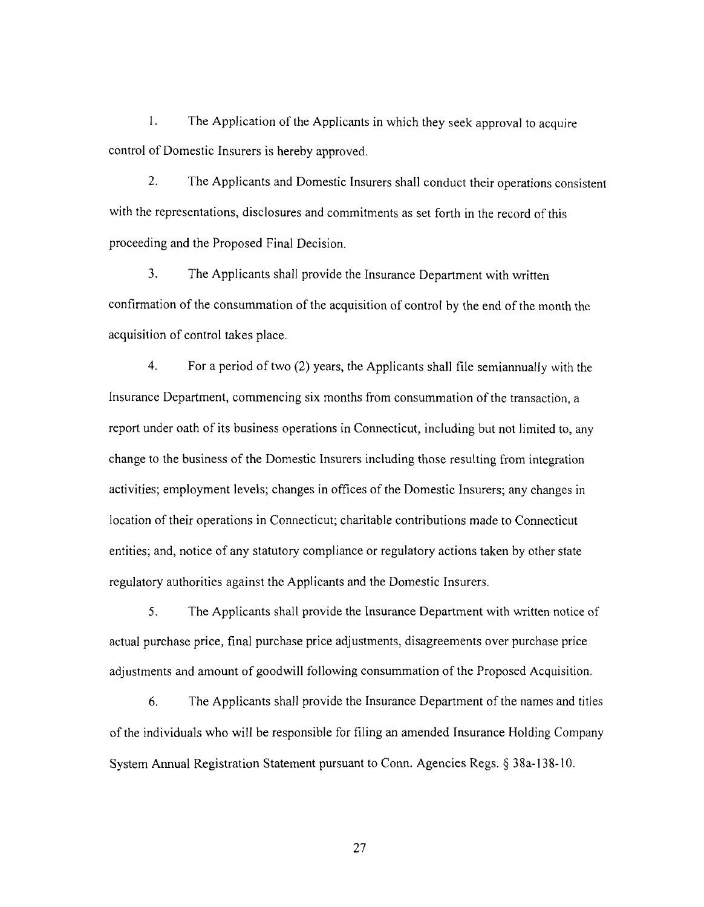1. The Application of the Applicants in which they seek approval to acquire control of Domestic Insurers is hereby approved.

2. The Applicants and Domestic Insurers shall conduct their operations consistent with the representations, disclosures and commitments as set forth in the record of this proceeding and the Proposed Final Decision.

3. The Applicants shall provide the Insurance Department with written confirmation of the consummation of the acquisition of control by the end of the month the acquisition of control takes place.

4. For a period of two (2) years, the Applicants shall file semiannually with the Insurance Department, commencing six months from consummation of the transaction, a report under oath of its business operations in Connecticut, including but not limited to, any change to the business of the Domestic Insurers including those resulting from integration activities; employment levels; changes in offices of the Domestic Insurers; any changes in location of their operations in Connecticut; charitable contributions made to Connecticut entities; and, notice of any statutory compliance or regulatory actions taken by other state regulatory authorities against the Applicants and the Domestic Insurers.

5. The Applicants shall provide the Insurance Department with written notice of actual purchase price, final purchase price adjustments, disagreements over purchase price adjustments and amount of goodwill following consummation of the Proposed Acquisition.

6. The Applicants shall provide the Insurance Department of the names and titles of the individuals who will be responsible for filing an amended Insurance Holding Company System Annual Registration Statement pursuant to Conn. Agencies Regs. § 38a-138-10.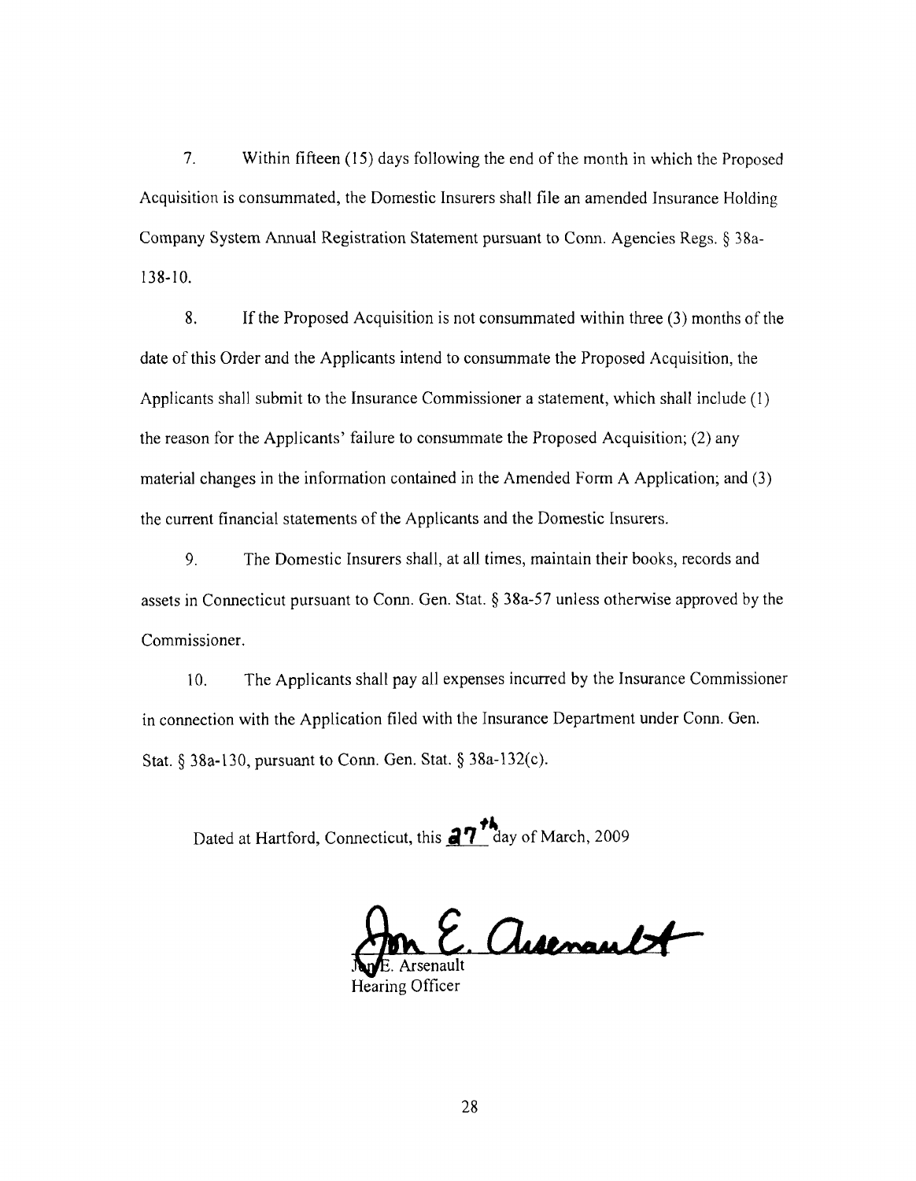7. Within fifteen (15) days following the end of the month in which the Proposed Acquisition is consummated, the Domestic Insurers shall file an amended Insurance Holding Company System Annual Registration Statement pursuant to Conn. Agencies Regs. § 38a-138-10.

8. If the Proposed Acquisition is not consummated within three (3) months of the date of this Order and the Applicants intend to consummate the Proposed Acquisition, the Applicants shall submit to the Insurance Commissioner a statement, which shall include (1) the reason for the Applicants' failure to consummate the Proposed Acquisition; (2) any material changes in the information contained in the Amended Form A Application; and (3) the current financial statements of the Applicants and the Domestic Insurers.

9. The Domestic Insurers shall, at all times, maintain their books, records and assets in Connecticut pursuant to Conn. Gen. Stat. § 38a-57 unless otherwise approved by the Commissioner.

10. The Applicants shall pay all expenses incurred by the Insurance Commissioner in connection with the Application filed with the Insurance Department under Conn. Gen. Stat. § 38a-130, pursuant to Conn. Gen. Stat. § 38a-132(c).

Dated at Hartford, Connecticut, this 27th day of March, 2009

Jon E. Arsenault
Hearing Officer